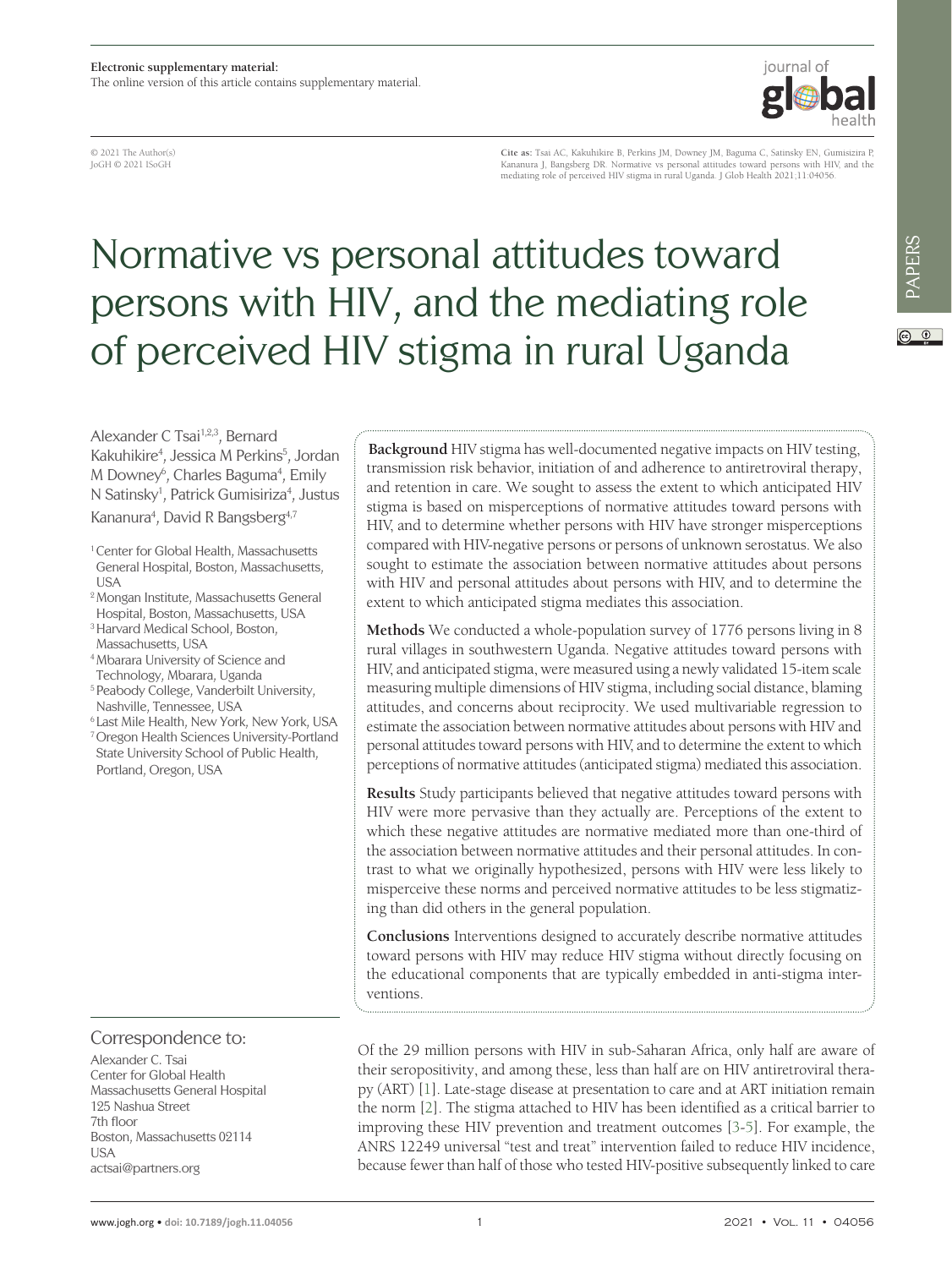Electronic supplementary material:
The online version of this article contains supplementary material.

© 2021 The Author(s)
JoGH © 2021 ISoGH

**Cite as:** Tsai AC, Kakuhikire B, Perkins JM, Downey JM, Baguma C, Satinsky EN, Gumisizira P, Kananura J, Bangsberg DR. Normative vs personal attitudes toward persons with HIV, and the mediating role of perceived HIV stigma in rural Uganda. J Glob Health 2021;11:04056.

# Normative vs personal attitudes toward persons with HIV, and the mediating role of perceived HIV stigma in rural Uganda

Alexander C Tsai[1,2,3], Bernard Kakuhikire[4], Jessica M Perkins[5], Jordan M Downey[6], Charles Baguma[4], Emily N Satinsky[1], Patrick Gumisiriza[4], Justus Kananura[4], David R Bangsberg[4,7]

[1] Center for Global Health, Massachusetts General Hospital, Boston, Massachusetts, USA
[2] Mongan Institute, Massachusetts General Hospital, Boston, Massachusetts, USA
[3] Harvard Medical School, Boston, Massachusetts, USA
[4] Mbarara University of Science and Technology, Mbarara, Uganda
[5] Peabody College, Vanderbilt University, Nashville, Tennessee, USA
[6] Last Mile Health, New York, New York, USA
[7] Oregon Health Sciences University-Portland State University School of Public Health, Portland, Oregon, USA

**Background** HIV stigma has well-documented negative impacts on HIV testing, transmission risk behavior, initiation of and adherence to antiretroviral therapy, and retention in care. We sought to assess the extent to which anticipated HIV stigma is based on misperceptions of normative attitudes toward persons with HIV, and to determine whether persons with HIV have stronger misperceptions compared with HIV-negative persons or persons of unknown serostatus. We also sought to estimate the association between normative attitudes about persons with HIV and personal attitudes about persons with HIV, and to determine the extent to which anticipated stigma mediates this association.

**Methods** We conducted a whole-population survey of 1776 persons living in 8 rural villages in southwestern Uganda. Negative attitudes toward persons with HIV, and anticipated stigma, were measured using a newly validated 15-item scale measuring multiple dimensions of HIV stigma, including social distance, blaming attitudes, and concerns about reciprocity. We used multivariable regression to estimate the association between normative attitudes about persons with HIV and personal attitudes toward persons with HIV, and to determine the extent to which perceptions of normative attitudes (anticipated stigma) mediated this association.

**Results** Study participants believed that negative attitudes toward persons with HIV were more pervasive than they actually are. Perceptions of the extent to which these negative attitudes are normative mediated more than one-third of the association between normative attitudes and their personal attitudes. In contrast to what we originally hypothesized, persons with HIV were less likely to misperceive these norms and perceived normative attitudes to be less stigmatizing than did others in the general population.

**Conclusions** Interventions designed to accurately describe normative attitudes toward persons with HIV may reduce HIV stigma without directly focusing on the educational components that are typically embedded in anti-stigma interventions.

## Correspondence to:

Alexander C. Tsai
Center for Global Health
Massachusetts General Hospital
125 Nashua Street
7th floor
Boston, Massachusetts 02114
USA
actsai@partners.org

Of the 29 million persons with HIV in sub-Saharan Africa, only half are aware of their seropositivity, and among these, less than half are on HIV antiretroviral therapy (ART) [1]. Late-stage disease at presentation to care and at ART initiation remain the norm [2]. The stigma attached to HIV has been identified as a critical barrier to improving these HIV prevention and treatment outcomes [3-5]. For example, the ANRS 12249 universal "test and treat" intervention failed to reduce HIV incidence, because fewer than half of those who tested HIV-positive subsequently linked to care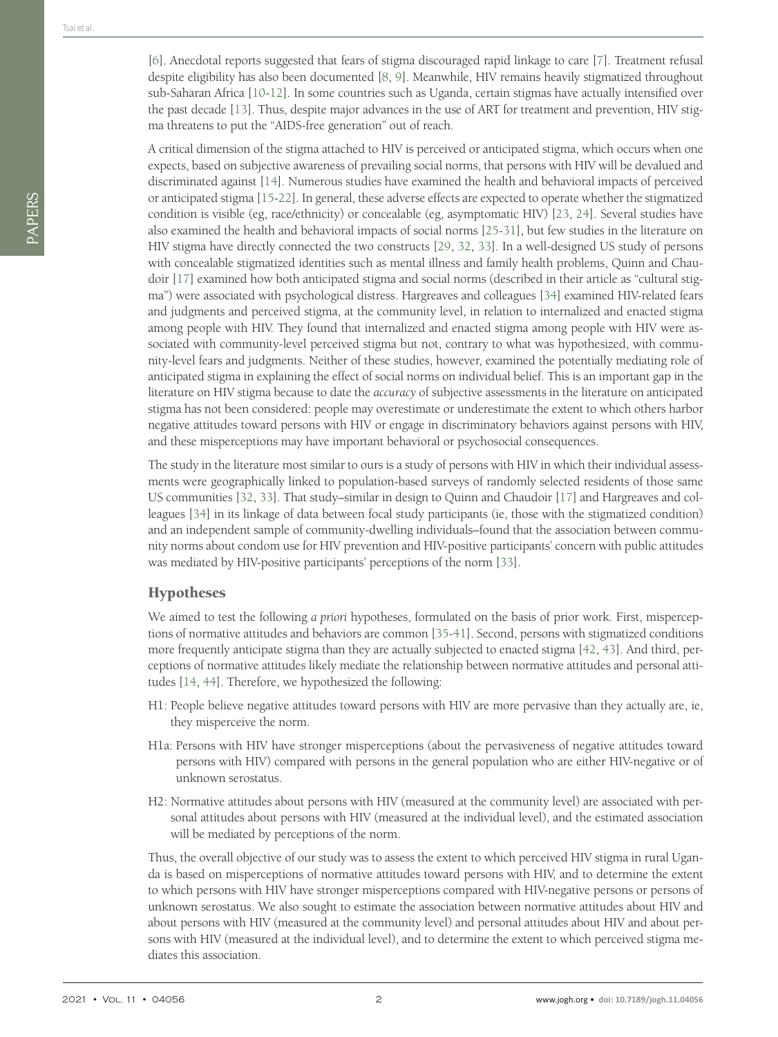[6]. Anecdotal reports suggested that fears of stigma discouraged rapid linkage to care [7]. Treatment refusal despite eligibility has also been documented [8, 9]. Meanwhile, HIV remains heavily stigmatized throughout sub-Saharan Africa [10-12]. In some countries such as Uganda, certain stigmas have actually intensified over the past decade [13]. Thus, despite major advances in the use of ART for treatment and prevention, HIV stigma threatens to put the "AIDS-free generation" out of reach.

A critical dimension of the stigma attached to HIV is perceived or anticipated stigma, which occurs when one expects, based on subjective awareness of prevailing social norms, that persons with HIV will be devalued and discriminated against [14]. Numerous studies have examined the health and behavioral impacts of perceived or anticipated stigma [15-22]. In general, these adverse effects are expected to operate whether the stigmatized condition is visible (eg, race/ethnicity) or concealable (eg, asymptomatic HIV) [23, 24]. Several studies have also examined the health and behavioral impacts of social norms [25-31], but few studies in the literature on HIV stigma have directly connected the two constructs [29, 32, 33]. In a well-designed US study of persons with concealable stigmatized identities such as mental illness and family health problems, Quinn and Chaudoir [17] examined how both anticipated stigma and social norms (described in their article as "cultural stigma") were associated with psychological distress. Hargreaves and colleagues [34] examined HIV-related fears and judgments and perceived stigma, at the community level, in relation to internalized and enacted stigma among people with HIV. They found that internalized and enacted stigma among people with HIV were associated with community-level perceived stigma but not, contrary to what was hypothesized, with community-level fears and judgments. Neither of these studies, however, examined the potentially mediating role of anticipated stigma in explaining the effect of social norms on individual belief. This is an important gap in the literature on HIV stigma because to date the *accuracy* of subjective assessments in the literature on anticipated stigma has not been considered: people may overestimate or underestimate the extent to which others harbor negative attitudes toward persons with HIV or engage in discriminatory behaviors against persons with HIV, and these misperceptions may have important behavioral or psychosocial consequences.

The study in the literature most similar to ours is a study of persons with HIV in which their individual assessments were geographically linked to population-based surveys of randomly selected residents of those same US communities [32, 33]. That study–similar in design to Quinn and Chaudoir [17] and Hargreaves and colleagues [34] in its linkage of data between focal study participants (ie, those with the stigmatized condition) and an independent sample of community-dwelling individuals–found that the association between community norms about condom use for HIV prevention and HIV-positive participants' concern with public attitudes was mediated by HIV-positive participants' perceptions of the norm [33].

## Hypotheses

We aimed to test the following *a priori* hypotheses, formulated on the basis of prior work. First, misperceptions of normative attitudes and behaviors are common [35-41]. Second, persons with stigmatized conditions more frequently anticipate stigma than they are actually subjected to enacted stigma [42, 43]. And third, perceptions of normative attitudes likely mediate the relationship between normative attitudes and personal attitudes [14, 44]. Therefore, we hypothesized the following:

H1: People believe negative attitudes toward persons with HIV are more pervasive than they actually are, ie, they misperceive the norm.

H1a: Persons with HIV have stronger misperceptions (about the pervasiveness of negative attitudes toward persons with HIV) compared with persons in the general population who are either HIV-negative or of unknown serostatus.

H2: Normative attitudes about persons with HIV (measured at the community level) are associated with personal attitudes about persons with HIV (measured at the individual level), and the estimated association will be mediated by perceptions of the norm.

Thus, the overall objective of our study was to assess the extent to which perceived HIV stigma in rural Uganda is based on misperceptions of normative attitudes toward persons with HIV, and to determine the extent to which persons with HIV have stronger misperceptions compared with HIV-negative persons or persons of unknown serostatus. We also sought to estimate the association between normative attitudes about HIV and about persons with HIV (measured at the community level) and personal attitudes about HIV and about persons with HIV (measured at the individual level), and to determine the extent to which perceived stigma mediates this association.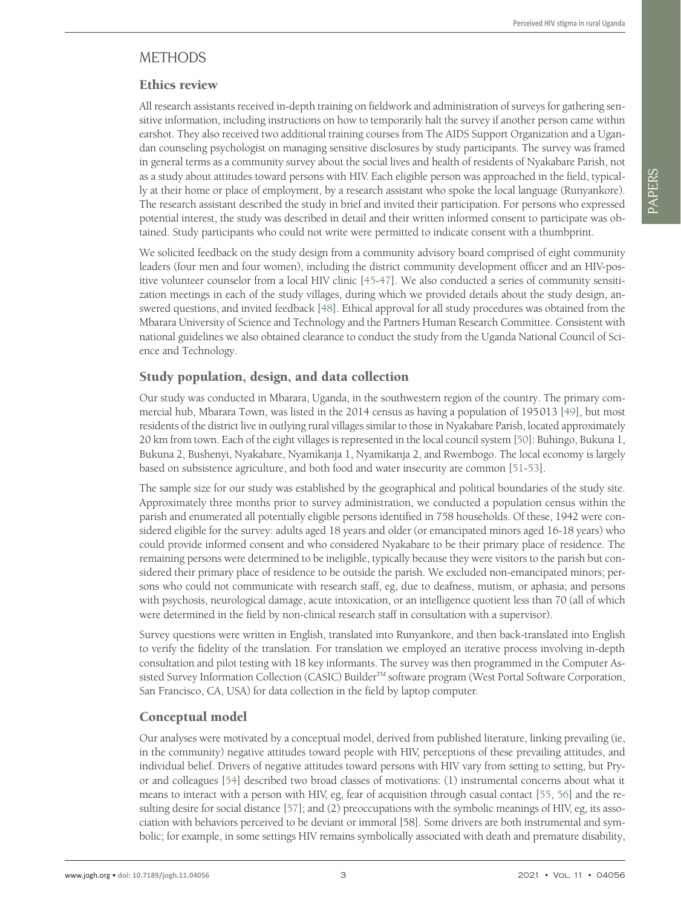## METHODS

### Ethics review

All research assistants received in-depth training on fieldwork and administration of surveys for gathering sensitive information, including instructions on how to temporarily halt the survey if another person came within earshot. They also received two additional training courses from The AIDS Support Organization and a Ugandan counseling psychologist on managing sensitive disclosures by study participants. The survey was framed in general terms as a community survey about the social lives and health of residents of Nyakabare Parish, not as a study about attitudes toward persons with HIV. Each eligible person was approached in the field, typically at their home or place of employment, by a research assistant who spoke the local language (Runyankore). The research assistant described the study in brief and invited their participation. For persons who expressed potential interest, the study was described in detail and their written informed consent to participate was obtained. Study participants who could not write were permitted to indicate consent with a thumbprint.

We solicited feedback on the study design from a community advisory board comprised of eight community leaders (four men and four women), including the district community development officer and an HIV-positive volunteer counselor from a local HIV clinic [45-47]. We also conducted a series of community sensitization meetings in each of the study villages, during which we provided details about the study design, answered questions, and invited feedback [48]. Ethical approval for all study procedures was obtained from the Mbarara University of Science and Technology and the Partners Human Research Committee. Consistent with national guidelines we also obtained clearance to conduct the study from the Uganda National Council of Science and Technology.

### Study population, design, and data collection

Our study was conducted in Mbarara, Uganda, in the southwestern region of the country. The primary commercial hub, Mbarara Town, was listed in the 2014 census as having a population of 195013 [49], but most residents of the district live in outlying rural villages similar to those in Nyakabare Parish, located approximately 20 km from town. Each of the eight villages is represented in the local council system [50]: Buhingo, Bukuna 1, Bukuna 2, Bushenyi, Nyakabare, Nyamikanja 1, Nyamikanja 2, and Rwembogo. The local economy is largely based on subsistence agriculture, and both food and water insecurity are common [51-53].

The sample size for our study was established by the geographical and political boundaries of the study site. Approximately three months prior to survey administration, we conducted a population census within the parish and enumerated all potentially eligible persons identified in 758 households. Of these, 1942 were considered eligible for the survey: adults aged 18 years and older (or emancipated minors aged 16-18 years) who could provide informed consent and who considered Nyakabare to be their primary place of residence. The remaining persons were determined to be ineligible, typically because they were visitors to the parish but considered their primary place of residence to be outside the parish. We excluded non-emancipated minors; persons who could not communicate with research staff, eg, due to deafness, mutism, or aphasia; and persons with psychosis, neurological damage, acute intoxication, or an intelligence quotient less than 70 (all of which were determined in the field by non-clinical research staff in consultation with a supervisor).

Survey questions were written in English, translated into Runyankore, and then back-translated into English to verify the fidelity of the translation. For translation we employed an iterative process involving in-depth consultation and pilot testing with 18 key informants. The survey was then programmed in the Computer Assisted Survey Information Collection (CASIC) Builder™ software program (West Portal Software Corporation, San Francisco, CA, USA) for data collection in the field by laptop computer.

### Conceptual model

Our analyses were motivated by a conceptual model, derived from published literature, linking prevailing (ie, in the community) negative attitudes toward people with HIV, perceptions of these prevailing attitudes, and individual belief. Drivers of negative attitudes toward persons with HIV vary from setting to setting, but Pryor and colleagues [54] described two broad classes of motivations: (1) instrumental concerns about what it means to interact with a person with HIV, eg, fear of acquisition through casual contact [55, 56] and the resulting desire for social distance [57]; and (2) preoccupations with the symbolic meanings of HIV, eg, its association with behaviors perceived to be deviant or immoral [58]. Some drivers are both instrumental and symbolic; for example, in some settings HIV remains symbolically associated with death and premature disability,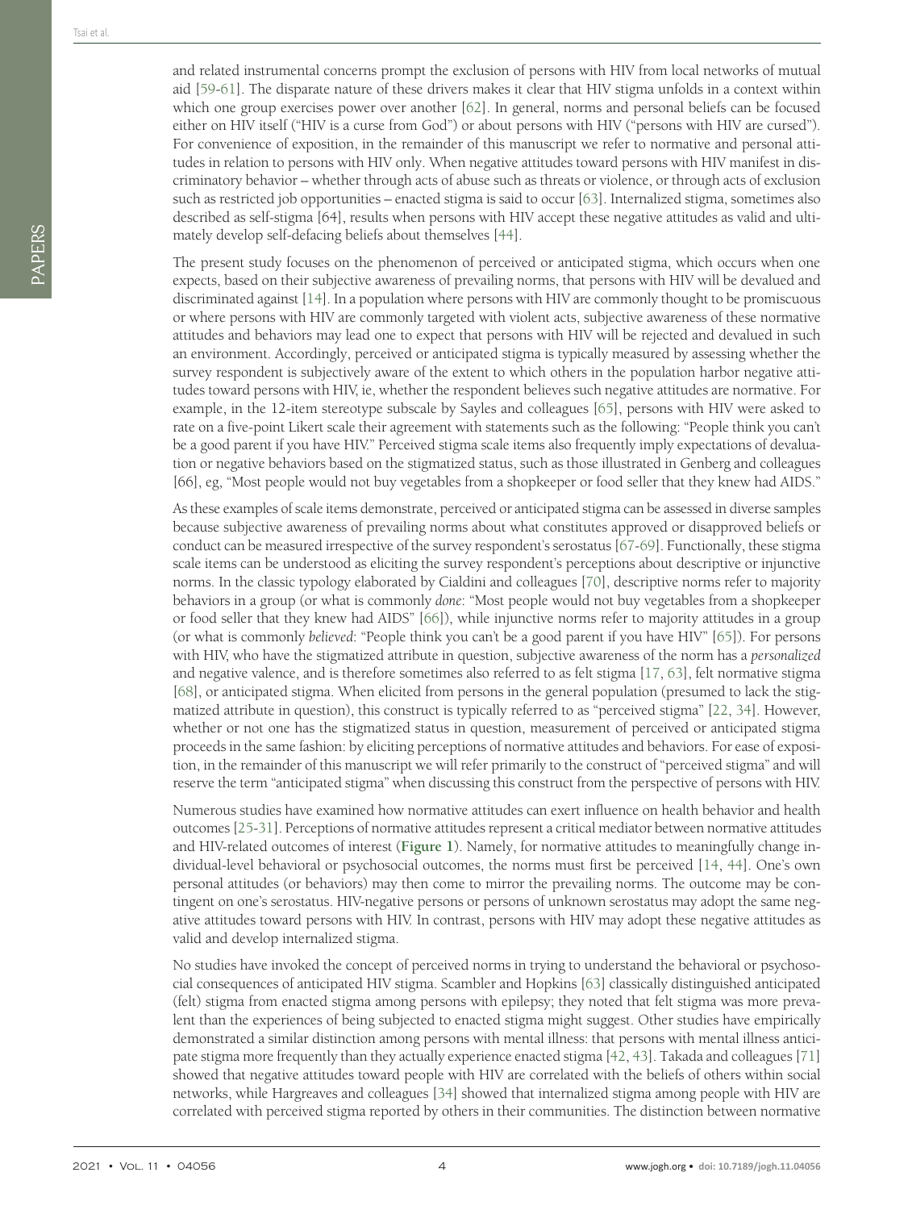and related instrumental concerns prompt the exclusion of persons with HIV from local networks of mutual aid [59-61]. The disparate nature of these drivers makes it clear that HIV stigma unfolds in a context within which one group exercises power over another [62]. In general, norms and personal beliefs can be focused either on HIV itself ("HIV is a curse from God") or about persons with HIV ("persons with HIV are cursed"). For convenience of exposition, in the remainder of this manuscript we refer to normative and personal attitudes in relation to persons with HIV only. When negative attitudes toward persons with HIV manifest in discriminatory behavior – whether through acts of abuse such as threats or violence, or through acts of exclusion such as restricted job opportunities – enacted stigma is said to occur [63]. Internalized stigma, sometimes also described as self-stigma [64], results when persons with HIV accept these negative attitudes as valid and ultimately develop self-defacing beliefs about themselves [44].

The present study focuses on the phenomenon of perceived or anticipated stigma, which occurs when one expects, based on their subjective awareness of prevailing norms, that persons with HIV will be devalued and discriminated against [14]. In a population where persons with HIV are commonly thought to be promiscuous or where persons with HIV are commonly targeted with violent acts, subjective awareness of these normative attitudes and behaviors may lead one to expect that persons with HIV will be rejected and devalued in such an environment. Accordingly, perceived or anticipated stigma is typically measured by assessing whether the survey respondent is subjectively aware of the extent to which others in the population harbor negative attitudes toward persons with HIV, ie, whether the respondent believes such negative attitudes are normative. For example, in the 12-item stereotype subscale by Sayles and colleagues [65], persons with HIV were asked to rate on a five-point Likert scale their agreement with statements such as the following: "People think you can't be a good parent if you have HIV." Perceived stigma scale items also frequently imply expectations of devaluation or negative behaviors based on the stigmatized status, such as those illustrated in Genberg and colleagues [66], eg, "Most people would not buy vegetables from a shopkeeper or food seller that they knew had AIDS."

As these examples of scale items demonstrate, perceived or anticipated stigma can be assessed in diverse samples because subjective awareness of prevailing norms about what constitutes approved or disapproved beliefs or conduct can be measured irrespective of the survey respondent's serostatus [67-69]. Functionally, these stigma scale items can be understood as eliciting the survey respondent's perceptions about descriptive or injunctive norms. In the classic typology elaborated by Cialdini and colleagues [70], descriptive norms refer to majority behaviors in a group (or what is commonly *done*: "Most people would not buy vegetables from a shopkeeper or food seller that they knew had AIDS" [66]), while injunctive norms refer to majority attitudes in a group (or what is commonly *believed*: "People think you can't be a good parent if you have HIV" [65]). For persons with HIV, who have the stigmatized attribute in question, subjective awareness of the norm has a *personalized* and negative valence, and is therefore sometimes also referred to as felt stigma [17, 63], felt normative stigma [68], or anticipated stigma. When elicited from persons in the general population (presumed to lack the stigmatized attribute in question), this construct is typically referred to as "perceived stigma" [22, 34]. However, whether or not one has the stigmatized status in question, measurement of perceived or anticipated stigma proceeds in the same fashion: by eliciting perceptions of normative attitudes and behaviors. For ease of exposition, in the remainder of this manuscript we will refer primarily to the construct of "perceived stigma" and will reserve the term "anticipated stigma" when discussing this construct from the perspective of persons with HIV.

Numerous studies have examined how normative attitudes can exert influence on health behavior and health outcomes [25-31]. Perceptions of normative attitudes represent a critical mediator between normative attitudes and HIV-related outcomes of interest (**Figure 1**). Namely, for normative attitudes to meaningfully change individual-level behavioral or psychosocial outcomes, the norms must first be perceived [14, 44]. One's own personal attitudes (or behaviors) may then come to mirror the prevailing norms. The outcome may be contingent on one's serostatus. HIV-negative persons or persons of unknown serostatus may adopt the same negative attitudes toward persons with HIV. In contrast, persons with HIV may adopt these negative attitudes as valid and develop internalized stigma.

No studies have invoked the concept of perceived norms in trying to understand the behavioral or psychosocial consequences of anticipated HIV stigma. Scambler and Hopkins [63] classically distinguished anticipated (felt) stigma from enacted stigma among persons with epilepsy; they noted that felt stigma was more prevalent than the experiences of being subjected to enacted stigma might suggest. Other studies have empirically demonstrated a similar distinction among persons with mental illness: that persons with mental illness anticipate stigma more frequently than they actually experience enacted stigma [42, 43]. Takada and colleagues [71] showed that negative attitudes toward people with HIV are correlated with the beliefs of others within social networks, while Hargreaves and colleagues [34] showed that internalized stigma among people with HIV are correlated with perceived stigma reported by others in their communities. The distinction between normative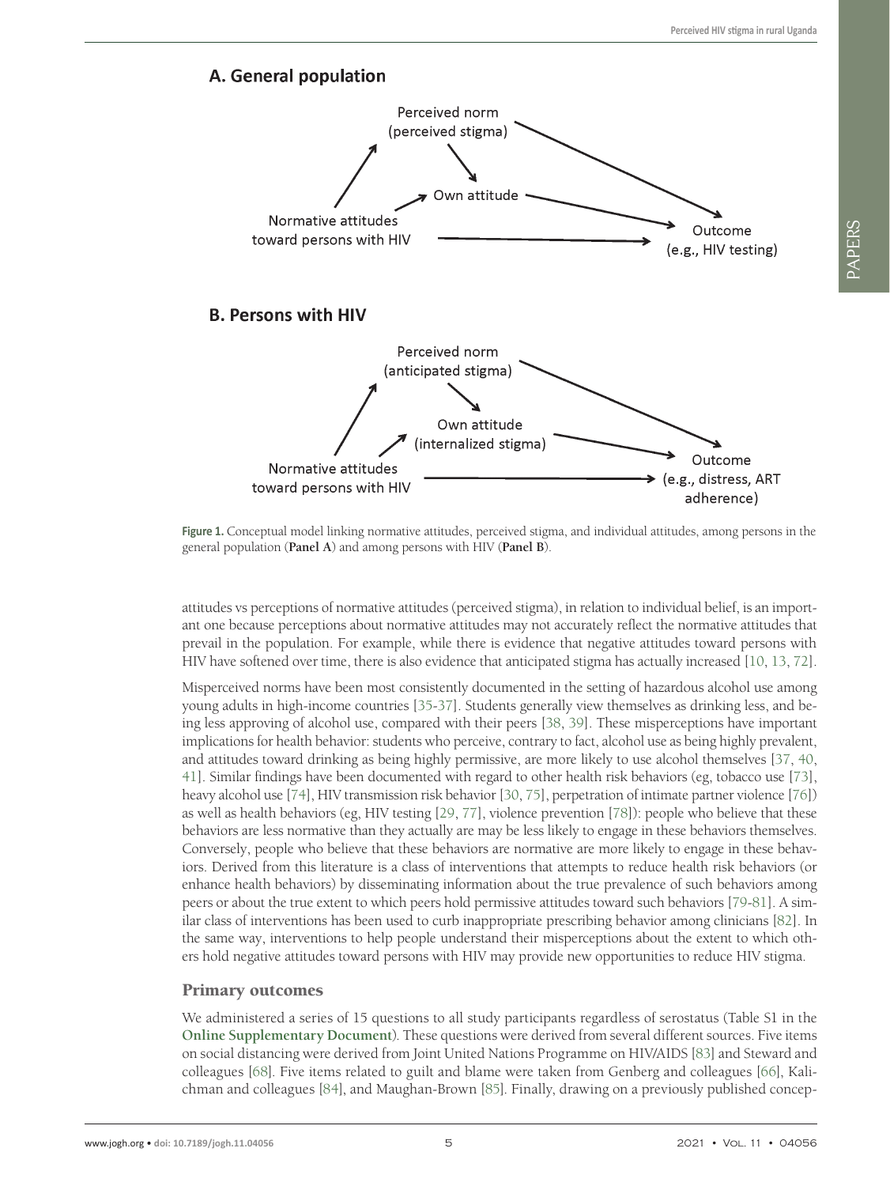## A. General population

Perceived norm (perceived stigma)

Own attitude

Normative attitudes toward persons with HIV

Outcome (e.g., HIV testing)

## B. Persons with HIV

Perceived norm (anticipated stigma)

Own attitude (internalized stigma)

Normative attitudes toward persons with HIV

Outcome (e.g., distress, ART adherence)

**Figure 1.** Conceptual model linking normative attitudes, perceived stigma, and individual attitudes, among persons in the general population (**Panel A**) and among persons with HIV (**Panel B**).

attitudes vs perceptions of normative attitudes (perceived stigma), in relation to individual belief, is an important one because perceptions about normative attitudes may not accurately reflect the normative attitudes that prevail in the population. For example, while there is evidence that negative attitudes toward persons with HIV have softened over time, there is also evidence that anticipated stigma has actually increased [10, 13, 72].

Misperceived norms have been most consistently documented in the setting of hazardous alcohol use among young adults in high-income countries [35-37]. Students generally view themselves as drinking less, and being less approving of alcohol use, compared with their peers [38, 39]. These misperceptions have important implications for health behavior: students who perceive, contrary to fact, alcohol use as being highly prevalent, and attitudes toward drinking as being highly permissive, are more likely to use alcohol themselves [37, 40, 41]. Similar findings have been documented with regard to other health risk behaviors (eg, tobacco use [73], heavy alcohol use [74], HIV transmission risk behavior [30, 75], perpetration of intimate partner violence [76]) as well as health behaviors (eg, HIV testing [29, 77], violence prevention [78]): people who believe that these behaviors are less normative than they actually are may be less likely to engage in these behaviors themselves. Conversely, people who believe that these behaviors are normative are more likely to engage in these behaviors. Derived from this literature is a class of interventions that attempts to reduce health risk behaviors (or enhance health behaviors) by disseminating information about the true prevalence of such behaviors among peers or about the true extent to which peers hold permissive attitudes toward such behaviors [79-81]. A similar class of interventions has been used to curb inappropriate prescribing behavior among clinicians [82]. In the same way, interventions to help people understand their misperceptions about the extent to which others hold negative attitudes toward persons with HIV may provide new opportunities to reduce HIV stigma.

## Primary outcomes

We administered a series of 15 questions to all study participants regardless of serostatus (Table S1 in the **Online Supplementary Document**). These questions were derived from several different sources. Five items on social distancing were derived from Joint United Nations Programme on HIV/AIDS [83] and Steward and colleagues [68]. Five items related to guilt and blame were taken from Genberg and colleagues [66], Kalichman and colleagues [84], and Maughan-Brown [85]. Finally, drawing on a previously published concep-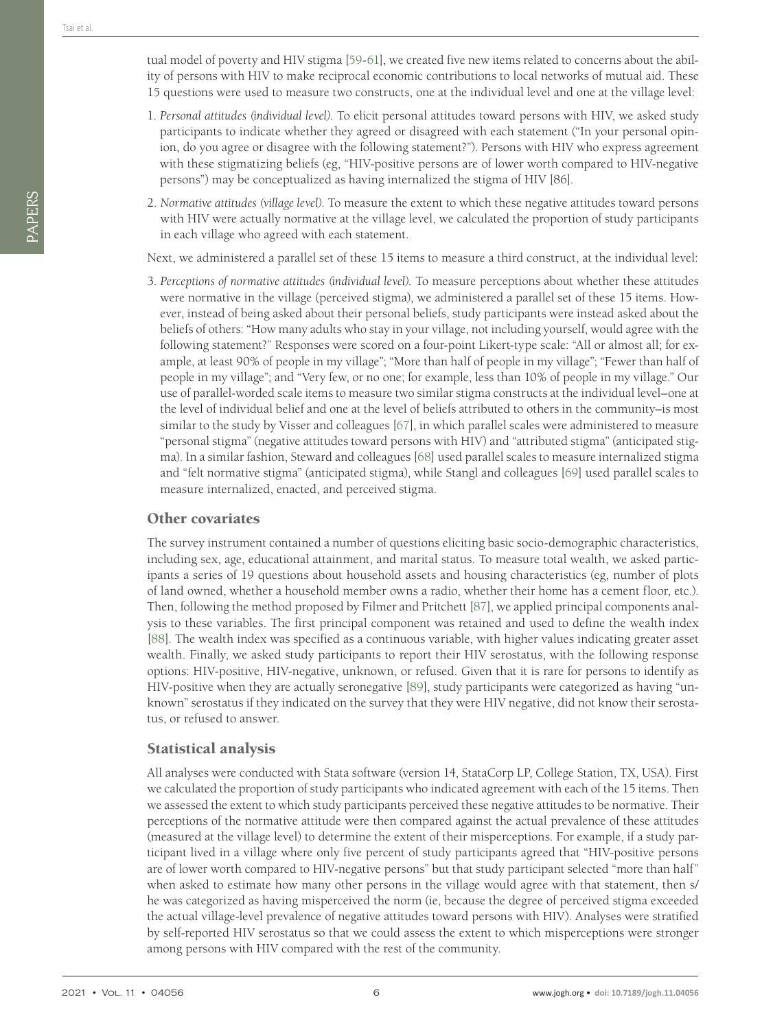tual model of poverty and HIV stigma [59-61], we created five new items related to concerns about the ability of persons with HIV to make reciprocal economic contributions to local networks of mutual aid. These 15 questions were used to measure two constructs, one at the individual level and one at the village level:

1. *Personal attitudes (individual level).* To elicit personal attitudes toward persons with HIV, we asked study participants to indicate whether they agreed or disagreed with each statement ("In your personal opinion, do you agree or disagree with the following statement?"). Persons with HIV who express agreement with these stigmatizing beliefs (eg, "HIV-positive persons are of lower worth compared to HIV-negative persons") may be conceptualized as having internalized the stigma of HIV [86].
2. *Normative attitudes (village level).* To measure the extent to which these negative attitudes toward persons with HIV were actually normative at the village level, we calculated the proportion of study participants in each village who agreed with each statement.

Next, we administered a parallel set of these 15 items to measure a third construct, at the individual level:

3. *Perceptions of normative attitudes (individual level).* To measure perceptions about whether these attitudes were normative in the village (perceived stigma), we administered a parallel set of these 15 items. However, instead of being asked about their personal beliefs, study participants were instead asked about the beliefs of others: "How many adults who stay in your village, not including yourself, would agree with the following statement?" Responses were scored on a four-point Likert-type scale: "All or almost all; for example, at least 90% of people in my village"; "More than half of people in my village"; "Fewer than half of people in my village"; and "Very few, or no one; for example, less than 10% of people in my village." Our use of parallel-worded scale items to measure two similar stigma constructs at the individual level–one at the level of individual belief and one at the level of beliefs attributed to others in the community–is most similar to the study by Visser and colleagues [67], in which parallel scales were administered to measure "personal stigma" (negative attitudes toward persons with HIV) and "attributed stigma" (anticipated stigma). In a similar fashion, Steward and colleagues [68] used parallel scales to measure internalized stigma and "felt normative stigma" (anticipated stigma), while Stangl and colleagues [69] used parallel scales to measure internalized, enacted, and perceived stigma.

## Other covariates

The survey instrument contained a number of questions eliciting basic socio-demographic characteristics, including sex, age, educational attainment, and marital status. To measure total wealth, we asked participants a series of 19 questions about household assets and housing characteristics (eg, number of plots of land owned, whether a household member owns a radio, whether their home has a cement floor, etc.). Then, following the method proposed by Filmer and Pritchett [87], we applied principal components analysis to these variables. The first principal component was retained and used to define the wealth index [88]. The wealth index was specified as a continuous variable, with higher values indicating greater asset wealth. Finally, we asked study participants to report their HIV serostatus, with the following response options: HIV-positive, HIV-negative, unknown, or refused. Given that it is rare for persons to identify as HIV-positive when they are actually seronegative [89], study participants were categorized as having "unknown" serostatus if they indicated on the survey that they were HIV negative, did not know their serostatus, or refused to answer.

## Statistical analysis

All analyses were conducted with Stata software (version 14, StataCorp LP, College Station, TX, USA). First we calculated the proportion of study participants who indicated agreement with each of the 15 items. Then we assessed the extent to which study participants perceived these negative attitudes to be normative. Their perceptions of the normative attitude were then compared against the actual prevalence of these attitudes (measured at the village level) to determine the extent of their misperceptions. For example, if a study participant lived in a village where only five percent of study participants agreed that "HIV-positive persons are of lower worth compared to HIV-negative persons" but that study participant selected "more than half" when asked to estimate how many other persons in the village would agree with that statement, then s/he was categorized as having misperceived the norm (ie, because the degree of perceived stigma exceeded the actual village-level prevalence of negative attitudes toward persons with HIV). Analyses were stratified by self-reported HIV serostatus so that we could assess the extent to which misperceptions were stronger among persons with HIV compared with the rest of the community.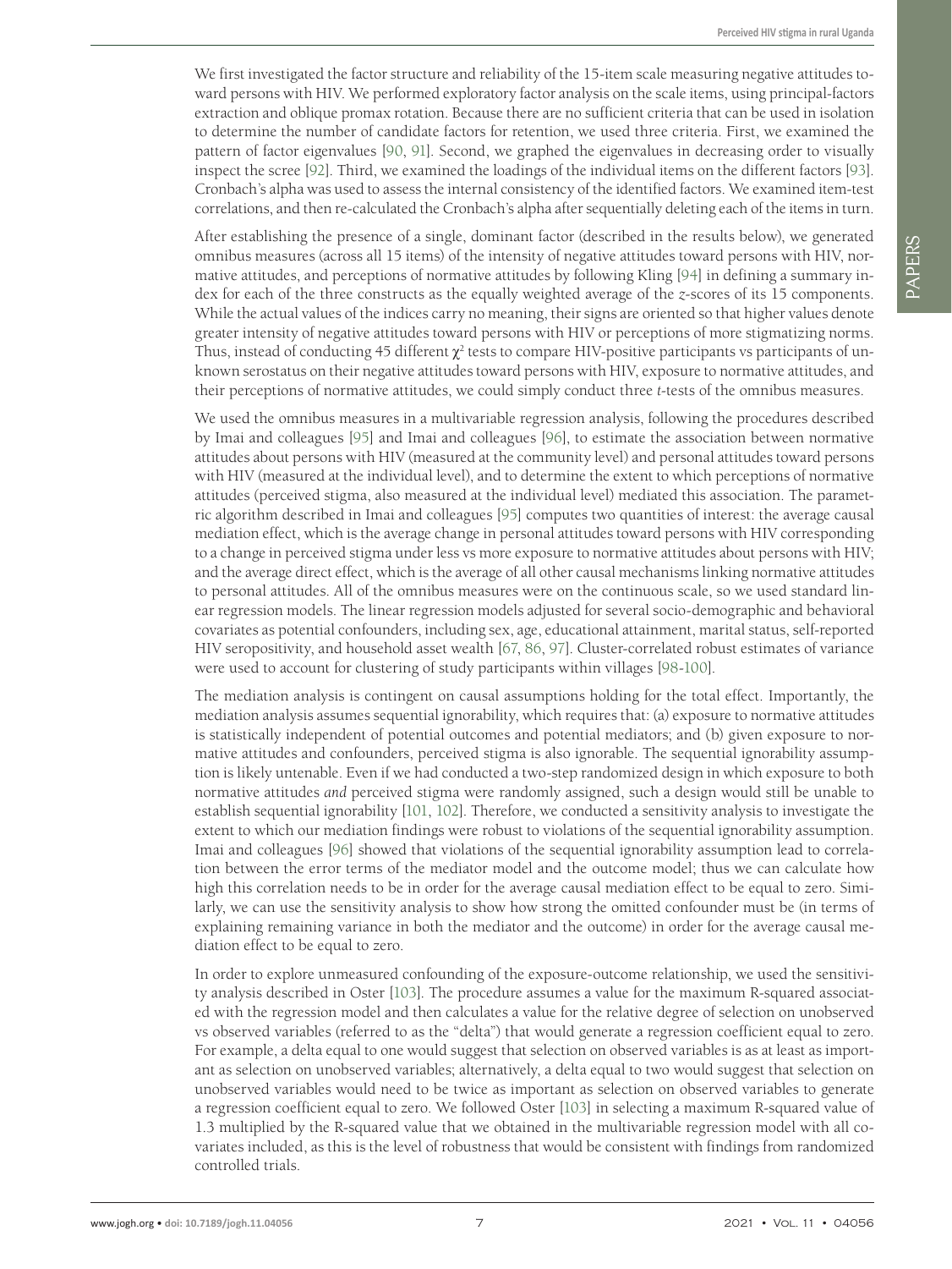We first investigated the factor structure and reliability of the 15-item scale measuring negative attitudes toward persons with HIV. We performed exploratory factor analysis on the scale items, using principal-factors extraction and oblique promax rotation. Because there are no sufficient criteria that can be used in isolation to determine the number of candidate factors for retention, we used three criteria. First, we examined the pattern of factor eigenvalues [90, 91]. Second, we graphed the eigenvalues in decreasing order to visually inspect the scree [92]. Third, we examined the loadings of the individual items on the different factors [93]. Cronbach's alpha was used to assess the internal consistency of the identified factors. We examined item-test correlations, and then re-calculated the Cronbach's alpha after sequentially deleting each of the items in turn.

After establishing the presence of a single, dominant factor (described in the results below), we generated omnibus measures (across all 15 items) of the intensity of negative attitudes toward persons with HIV, normative attitudes, and perceptions of normative attitudes by following Kling [94] in defining a summary index for each of the three constructs as the equally weighted average of the *z*-scores of its 15 components. While the actual values of the indices carry no meaning, their signs are oriented so that higher values denote greater intensity of negative attitudes toward persons with HIV or perceptions of more stigmatizing norms. Thus, instead of conducting 45 different $\chi^2$ tests to compare HIV-positive participants vs participants of unknown serostatus on their negative attitudes toward persons with HIV, exposure to normative attitudes, and their perceptions of normative attitudes, we could simply conduct three *t*-tests of the omnibus measures.

We used the omnibus measures in a multivariable regression analysis, following the procedures described by Imai and colleagues [95] and Imai and colleagues [96], to estimate the association between normative attitudes about persons with HIV (measured at the community level) and personal attitudes toward persons with HIV (measured at the individual level), and to determine the extent to which perceptions of normative attitudes (perceived stigma, also measured at the individual level) mediated this association. The parametric algorithm described in Imai and colleagues [95] computes two quantities of interest: the average causal mediation effect, which is the average change in personal attitudes toward persons with HIV corresponding to a change in perceived stigma under less vs more exposure to normative attitudes about persons with HIV; and the average direct effect, which is the average of all other causal mechanisms linking normative attitudes to personal attitudes. All of the omnibus measures were on the continuous scale, so we used standard linear regression models. The linear regression models adjusted for several socio-demographic and behavioral covariates as potential confounders, including sex, age, educational attainment, marital status, self-reported HIV seropositivity, and household asset wealth [67, 86, 97]. Cluster-correlated robust estimates of variance were used to account for clustering of study participants within villages [98-100].

The mediation analysis is contingent on causal assumptions holding for the total effect. Importantly, the mediation analysis assumes sequential ignorability, which requires that: (a) exposure to normative attitudes is statistically independent of potential outcomes and potential mediators; and (b) given exposure to normative attitudes and confounders, perceived stigma is also ignorable. The sequential ignorability assumption is likely untenable. Even if we had conducted a two-step randomized design in which exposure to both normative attitudes *and* perceived stigma were randomly assigned, such a design would still be unable to establish sequential ignorability [101, 102]. Therefore, we conducted a sensitivity analysis to investigate the extent to which our mediation findings were robust to violations of the sequential ignorability assumption. Imai and colleagues [96] showed that violations of the sequential ignorability assumption lead to correlation between the error terms of the mediator model and the outcome model; thus we can calculate how high this correlation needs to be in order for the average causal mediation effect to be equal to zero. Similarly, we can use the sensitivity analysis to show how strong the omitted confounder must be (in terms of explaining remaining variance in both the mediator and the outcome) in order for the average causal mediation effect to be equal to zero.

In order to explore unmeasured confounding of the exposure-outcome relationship, we used the sensitivity analysis described in Oster [103]. The procedure assumes a value for the maximum R-squared associated with the regression model and then calculates a value for the relative degree of selection on unobserved vs observed variables (referred to as the "delta") that would generate a regression coefficient equal to zero. For example, a delta equal to one would suggest that selection on observed variables is as at least as important as selection on unobserved variables; alternatively, a delta equal to two would suggest that selection on unobserved variables would need to be twice as important as selection on observed variables to generate a regression coefficient equal to zero. We followed Oster [103] in selecting a maximum R-squared value of 1.3 multiplied by the R-squared value that we obtained in the multivariable regression model with all covariates included, as this is the level of robustness that would be consistent with findings from randomized controlled trials.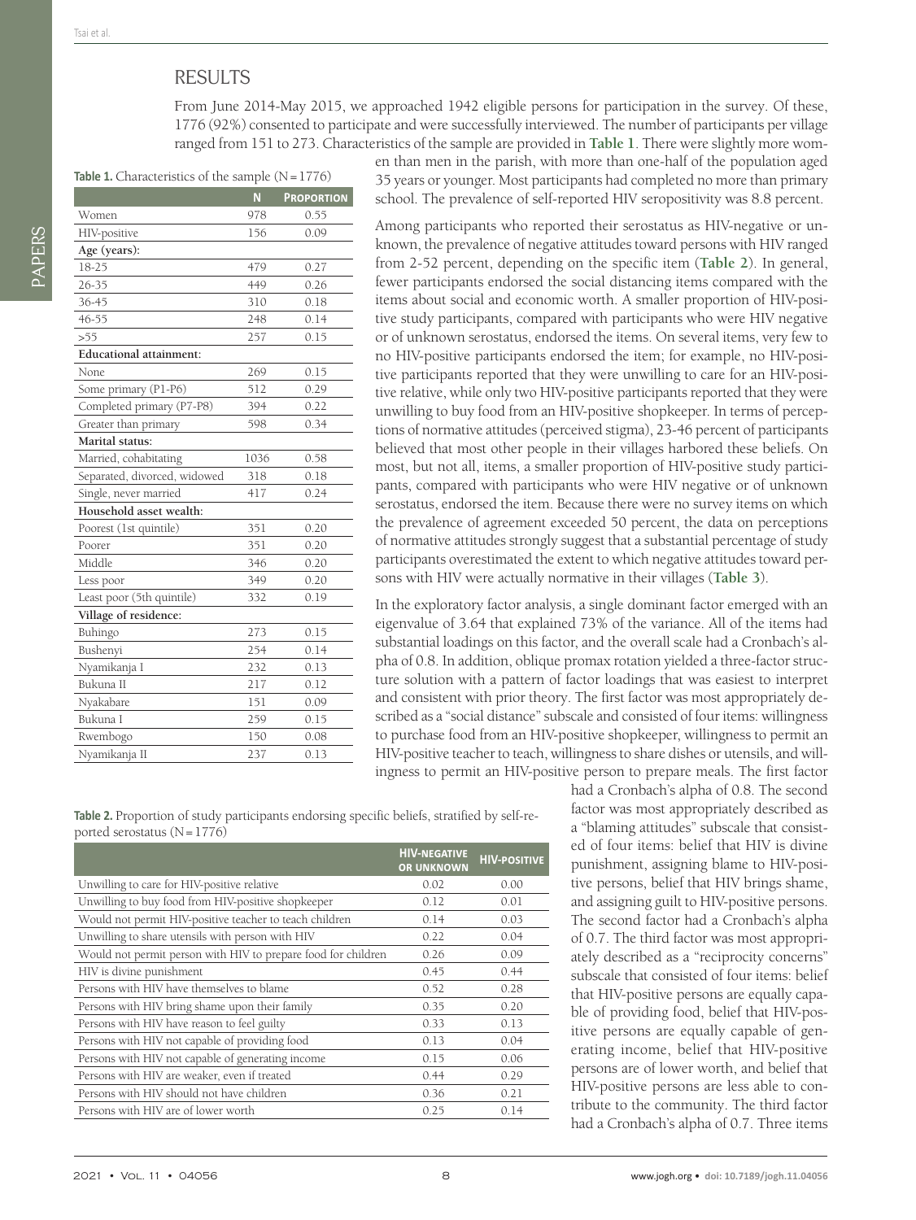## RESULTS

From June 2014-May 2015, we approached 1942 eligible persons for participation in the survey. Of these, 1776 (92%) consented to participate and were successfully interviewed. The number of participants per village ranged from 151 to 273. Characteristics of the sample are provided in **Table 1**. There were slightly more women than men in the parish, with more than one-half of the population aged 35 years or younger. Most participants had completed no more than primary school. The prevalence of self-reported HIV seropositivity was 8.8 percent.

**Table 1.** Characteristics of the sample (N = 1776)

| | N | Proportion |
|---|---|---|
| Women | 978 | 0.55 |
| HIV-positive | 156 | 0.09 |
| **Age (years):** | | |
| 18-25 | 479 | 0.27 |
| 26-35 | 449 | 0.26 |
| 36-45 | 310 | 0.18 |
| 46-55 | 248 | 0.14 |
| >55 | 257 | 0.15 |
| **Educational attainment:** | | |
| None | 269 | 0.15 |
| Some primary (P1-P6) | 512 | 0.29 |
| Completed primary (P7-P8) | 394 | 0.22 |
| Greater than primary | 598 | 0.34 |
| **Marital status:** | | |
| Married, cohabitating | 1036 | 0.58 |
| Separated, divorced, widowed | 318 | 0.18 |
| Single, never married | 417 | 0.24 |
| **Household asset wealth:** | | |
| Poorest (1st quintile) | 351 | 0.20 |
| Poorer | 351 | 0.20 |
| Middle | 346 | 0.20 |
| Less poor | 349 | 0.20 |
| Least poor (5th quintile) | 332 | 0.19 |
| **Village of residence:** | | |
| Buhingo | 273 | 0.15 |
| Bushenyi | 254 | 0.14 |
| Nyamikanja I | 232 | 0.13 |
| Bukuna II | 217 | 0.12 |
| Nyakabare | 151 | 0.09 |
| Bukuna I | 259 | 0.15 |
| Rwembogo | 150 | 0.08 |
| Nyamikanja II | 237 | 0.13 |

Among participants who reported their serostatus as HIV-negative or unknown, the prevalence of negative attitudes toward persons with HIV ranged from 2-52 percent, depending on the specific item (**Table 2**). In general, fewer participants endorsed the social distancing items compared with the items about social and economic worth. A smaller proportion of HIV-positive study participants, compared with participants who were HIV negative or of unknown serostatus, endorsed the items. On several items, very few to no HIV-positive participants endorsed the item; for example, no HIV-positive participants reported that they were unwilling to care for an HIV-positive relative, while only two HIV-positive participants reported that they were unwilling to buy food from an HIV-positive shopkeeper. In terms of perceptions of normative attitudes (perceived stigma), 23-46 percent of participants believed that most other people in their villages harbored these beliefs. On most, but not all, items, a smaller proportion of HIV-positive study participants, compared with participants who were HIV negative or of unknown serostatus, endorsed the item. Because there were no survey items on which the prevalence of agreement exceeded 50 percent, the data on perceptions of normative attitudes strongly suggest that a substantial percentage of study participants overestimated the extent to which negative attitudes toward persons with HIV were actually normative in their villages (**Table 3**).

In the exploratory factor analysis, a single dominant factor emerged with an eigenvalue of 3.64 that explained 73% of the variance. All of the items had substantial loadings on this factor, and the overall scale had a Cronbach's alpha of 0.8. In addition, oblique promax rotation yielded a three-factor structure solution with a pattern of factor loadings that was easiest to interpret and consistent with prior theory. The first factor was most appropriately described as a "social distance" subscale and consisted of four items: willingness to purchase food from an HIV-positive shopkeeper, willingness to permit an HIV-positive teacher to teach, willingness to share dishes or utensils, and willingness to permit an HIV-positive person to prepare meals. The first factor had a Cronbach's alpha of 0.8. The second factor was most appropriately described as a "blaming attitudes" subscale that consisted of four items: belief that HIV is divine punishment, assigning blame to HIV-positive persons, belief that HIV brings shame, and assigning guilt to HIV-positive persons. The second factor had a Cronbach's alpha of 0.7. The third factor was most appropriately described as a "reciprocity concerns" subscale that consisted of four items: belief that HIV-positive persons are equally capable of providing food, belief that HIV-positive persons are equally capable of generating income, belief that HIV-positive persons are of lower worth, and belief that HIV-positive persons are less able to contribute to the community. The third factor had a Cronbach's alpha of 0.7. Three items

**Table 2.** Proportion of study participants endorsing specific beliefs, stratified by self-reported serostatus (N = 1776)

| | HIV-negative or unknown | HIV-positive |
|---|---|---|
| Unwilling to care for HIV-positive relative | 0.02 | 0.00 |
| Unwilling to buy food from HIV-positive shopkeeper | 0.12 | 0.01 |
| Would not permit HIV-positive teacher to teach children | 0.14 | 0.03 |
| Unwilling to share utensils with person with HIV | 0.22 | 0.04 |
| Would not permit person with HIV to prepare food for children | 0.26 | 0.09 |
| HIV is divine punishment | 0.45 | 0.44 |
| Persons with HIV have themselves to blame | 0.52 | 0.28 |
| Persons with HIV bring shame upon their family | 0.35 | 0.20 |
| Persons with HIV have reason to feel guilty | 0.33 | 0.13 |
| Persons with HIV not capable of providing food | 0.13 | 0.04 |
| Persons with HIV not capable of generating income | 0.15 | 0.06 |
| Persons with HIV are weaker, even if treated | 0.44 | 0.29 |
| Persons with HIV should not have children | 0.36 | 0.21 |
| Persons with HIV are of lower worth | 0.25 | 0.14 |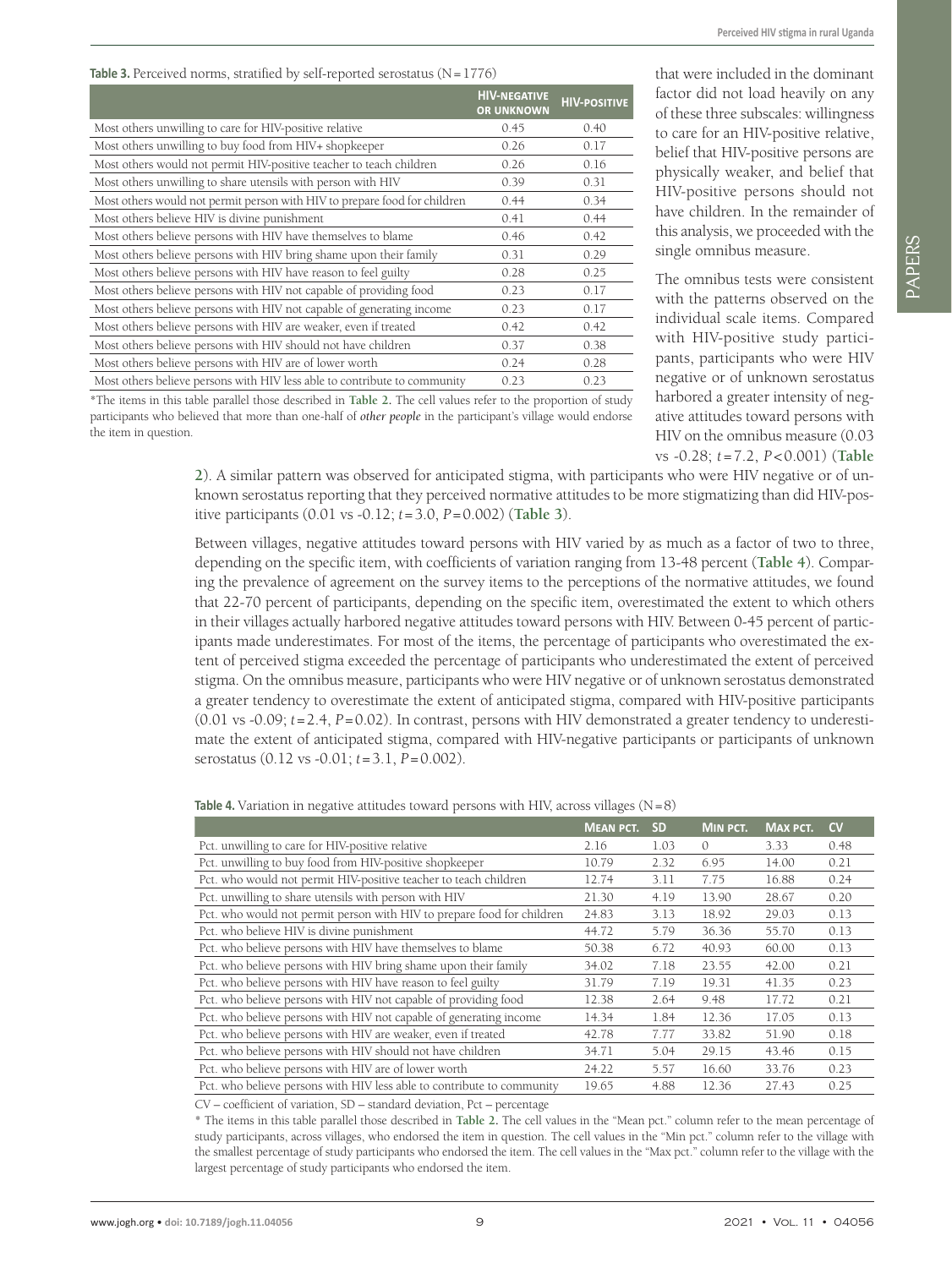**Table 3.** Perceived norms, stratified by self-reported serostatus (N = 1776)

| | HIV-negative or unknown | HIV-positive |
|---|---|---|
| Most others unwilling to care for HIV-positive relative | 0.45 | 0.40 |
| Most others unwilling to buy food from HIV+ shopkeeper | 0.26 | 0.17 |
| Most others would not permit HIV-positive teacher to teach children | 0.26 | 0.16 |
| Most others unwilling to share utensils with person with HIV | 0.39 | 0.31 |
| Most others would not permit person with HIV to prepare food for children | 0.44 | 0.34 |
| Most others believe HIV is divine punishment | 0.41 | 0.44 |
| Most others believe persons with HIV have themselves to blame | 0.46 | 0.42 |
| Most others believe persons with HIV bring shame upon their family | 0.31 | 0.29 |
| Most others believe persons with HIV have reason to feel guilty | 0.28 | 0.25 |
| Most others believe persons with HIV not capable of providing food | 0.23 | 0.17 |
| Most others believe persons with HIV not capable of generating income | 0.23 | 0.17 |
| Most others believe persons with HIV are weaker, even if treated | 0.42 | 0.42 |
| Most others believe persons with HIV should not have children | 0.37 | 0.38 |
| Most others believe persons with HIV are of lower worth | 0.24 | 0.28 |
| Most others believe persons with HIV less able to contribute to community | 0.23 | 0.23 |

*The items in this table parallel those described in **Table 2.** The cell values refer to the proportion of study participants who believed that more than one-half of *other people* in the participant's village would endorse the item in question.

that were included in the dominant factor did not load heavily on any of these three subscales: willingness to care for an HIV-positive relative, belief that HIV-positive persons are physically weaker, and belief that HIV-positive persons should not have children. In the remainder of this analysis, we proceeded with the single omnibus measure.

The omnibus tests were consistent with the patterns observed on the individual scale items. Compared with HIV-positive study participants, participants who were HIV negative or of unknown serostatus harbored a greater intensity of negative attitudes toward persons with HIV on the omnibus measure (0.03 vs -0.28; $t = 7.2$, $P < 0.001$) (**Table 2**). A similar pattern was observed for anticipated stigma, with participants who were HIV negative or of unknown serostatus reporting that they perceived normative attitudes to be more stigmatizing than did HIV-positive participants (0.01 vs -0.12; $t = 3.0$, $P = 0.002$) (**Table 3**).

Between villages, negative attitudes toward persons with HIV varied by as much as a factor of two to three, depending on the specific item, with coefficients of variation ranging from 13-48 percent (**Table 4**). Comparing the prevalence of agreement on the survey items to the perceptions of the normative attitudes, we found that 22-70 percent of participants, depending on the specific item, overestimated the extent to which others in their villages actually harbored negative attitudes toward persons with HIV. Between 0-45 percent of participants made underestimates. For most of the items, the percentage of participants who overestimated the extent of perceived stigma exceeded the percentage of participants who underestimated the extent of perceived stigma. On the omnibus measure, participants who were HIV negative or of unknown serostatus demonstrated a greater tendency to overestimate the extent of anticipated stigma, compared with HIV-positive participants (0.01 vs -0.09; $t = 2.4$, $P = 0.02$). In contrast, persons with HIV demonstrated a greater tendency to underestimate the extent of anticipated stigma, compared with HIV-negative participants or participants of unknown serostatus (0.12 vs -0.01; $t = 3.1$, $P = 0.002$).

**Table 4.** Variation in negative attitudes toward persons with HIV, across villages (N = 8)

| | Mean pct. | SD | Min pct. | Max pct. | CV |
|---|---|---|---|---|---|
| Pct. unwilling to care for HIV-positive relative | 2.16 | 1.03 | 0 | 3.33 | 0.48 |
| Pct. unwilling to buy food from HIV-positive shopkeeper | 10.79 | 2.32 | 6.95 | 14.00 | 0.21 |
| Pct. who would not permit HIV-positive teacher to teach children | 12.74 | 3.11 | 7.75 | 16.88 | 0.24 |
| Pct. unwilling to share utensils with person with HIV | 21.30 | 4.19 | 13.90 | 28.67 | 0.20 |
| Pct. who would not permit person with HIV to prepare food for children | 24.83 | 3.13 | 18.92 | 29.03 | 0.13 |
| Pct. who believe HIV is divine punishment | 44.72 | 5.79 | 36.36 | 55.70 | 0.13 |
| Pct. who believe persons with HIV have themselves to blame | 50.38 | 6.72 | 40.93 | 60.00 | 0.13 |
| Pct. who believe persons with HIV bring shame upon their family | 34.02 | 7.18 | 23.55 | 42.00 | 0.21 |
| Pct. who believe persons with HIV have reason to feel guilty | 31.79 | 7.19 | 19.31 | 41.35 | 0.23 |
| Pct. who believe persons with HIV not capable of providing food | 12.38 | 2.64 | 9.48 | 17.72 | 0.21 |
| Pct. who believe persons with HIV not capable of generating income | 14.34 | 1.84 | 12.36 | 17.05 | 0.13 |
| Pct. who believe persons with HIV are weaker, even if treated | 42.78 | 7.77 | 33.82 | 51.90 | 0.18 |
| Pct. who believe persons with HIV should not have children | 34.71 | 5.04 | 29.15 | 43.46 | 0.15 |
| Pct. who believe persons with HIV are of lower worth | 24.22 | 5.57 | 16.60 | 33.76 | 0.23 |
| Pct. who believe persons with HIV less able to contribute to community | 19.65 | 4.88 | 12.36 | 27.43 | 0.25 |

CV – coefficient of variation, SD – standard deviation, Pct – percentage

* The items in this table parallel those described in **Table 2.** The cell values in the "Mean pct." column refer to the mean percentage of study participants, across villages, who endorsed the item in question. The cell values in the "Min pct." column refer to the village with the smallest percentage of study participants who endorsed the item. The cell values in the "Max pct." column refer to the village with the largest percentage of study participants who endorsed the item.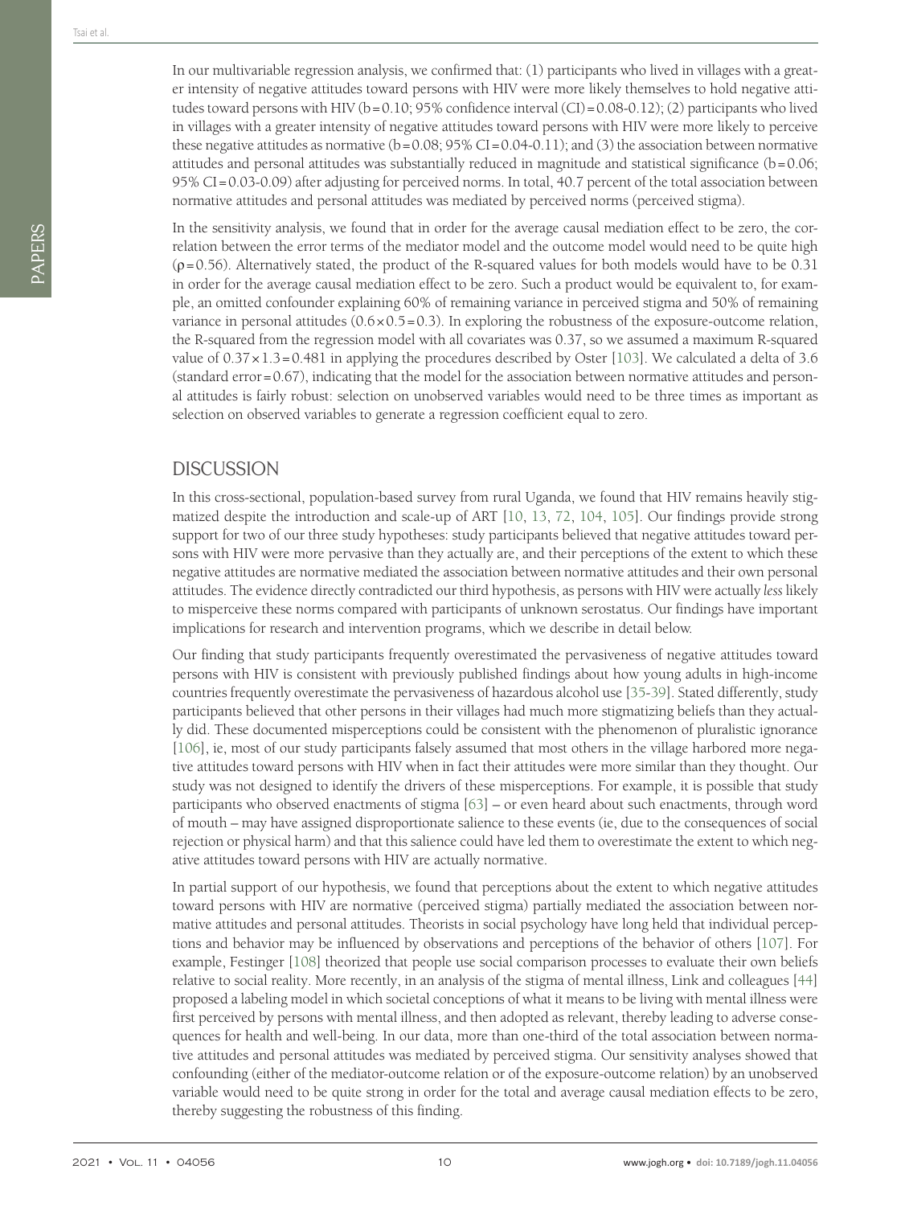In our multivariable regression analysis, we confirmed that: (1) participants who lived in villages with a greater intensity of negative attitudes toward persons with HIV were more likely themselves to hold negative attitudes toward persons with HIV (b = 0.10; 95% confidence interval (CI) = 0.08-0.12); (2) participants who lived in villages with a greater intensity of negative attitudes toward persons with HIV were more likely to perceive these negative attitudes as normative (b = 0.08; 95% CI = 0.04-0.11); and (3) the association between normative attitudes and personal attitudes was substantially reduced in magnitude and statistical significance (b = 0.06; 95% CI = 0.03-0.09) after adjusting for perceived norms. In total, 40.7 percent of the total association between normative attitudes and personal attitudes was mediated by perceived norms (perceived stigma).

In the sensitivity analysis, we found that in order for the average causal mediation effect to be zero, the correlation between the error terms of the mediator model and the outcome model would need to be quite high ($\rho = 0.56$). Alternatively stated, the product of the R-squared values for both models would have to be 0.31 in order for the average causal mediation effect to be zero. Such a product would be equivalent to, for example, an omitted confounder explaining 60% of remaining variance in perceived stigma and 50% of remaining variance in personal attitudes ($0.6 \times 0.5 = 0.3$). In exploring the robustness of the exposure-outcome relation, the R-squared from the regression model with all covariates was 0.37, so we assumed a maximum R-squared value of $0.37 \times 1.3 = 0.481$ in applying the procedures described by Oster [103]. We calculated a delta of 3.6 (standard error = 0.67), indicating that the model for the association between normative attitudes and personal attitudes is fairly robust: selection on unobserved variables would need to be three times as important as selection on observed variables to generate a regression coefficient equal to zero.

## DISCUSSION

In this cross-sectional, population-based survey from rural Uganda, we found that HIV remains heavily stigmatized despite the introduction and scale-up of ART [10, 13, 72, 104, 105]. Our findings provide strong support for two of our three study hypotheses: study participants believed that negative attitudes toward persons with HIV were more pervasive than they actually are, and their perceptions of the extent to which these negative attitudes are normative mediated the association between normative attitudes and their own personal attitudes. The evidence directly contradicted our third hypothesis, as persons with HIV were actually *less* likely to misperceive these norms compared with participants of unknown serostatus. Our findings have important implications for research and intervention programs, which we describe in detail below.

Our finding that study participants frequently overestimated the pervasiveness of negative attitudes toward persons with HIV is consistent with previously published findings about how young adults in high-income countries frequently overestimate the pervasiveness of hazardous alcohol use [35-39]. Stated differently, study participants believed that other persons in their villages had much more stigmatizing beliefs than they actually did. These documented misperceptions could be consistent with the phenomenon of pluralistic ignorance [106], ie, most of our study participants falsely assumed that most others in the village harbored more negative attitudes toward persons with HIV when in fact their attitudes were more similar than they thought. Our study was not designed to identify the drivers of these misperceptions. For example, it is possible that study participants who observed enactments of stigma [63] – or even heard about such enactments, through word of mouth – may have assigned disproportionate salience to these events (ie, due to the consequences of social rejection or physical harm) and that this salience could have led them to overestimate the extent to which negative attitudes toward persons with HIV are actually normative.

In partial support of our hypothesis, we found that perceptions about the extent to which negative attitudes toward persons with HIV are normative (perceived stigma) partially mediated the association between normative attitudes and personal attitudes. Theorists in social psychology have long held that individual perceptions and behavior may be influenced by observations and perceptions of the behavior of others [107]. For example, Festinger [108] theorized that people use social comparison processes to evaluate their own beliefs relative to social reality. More recently, in an analysis of the stigma of mental illness, Link and colleagues [44] proposed a labeling model in which societal conceptions of what it means to be living with mental illness were first perceived by persons with mental illness, and then adopted as relevant, thereby leading to adverse consequences for health and well-being. In our data, more than one-third of the total association between normative attitudes and personal attitudes was mediated by perceived stigma. Our sensitivity analyses showed that confounding (either of the mediator-outcome relation or of the exposure-outcome relation) by an unobserved variable would need to be quite strong in order for the total and average causal mediation effects to be zero, thereby suggesting the robustness of this finding.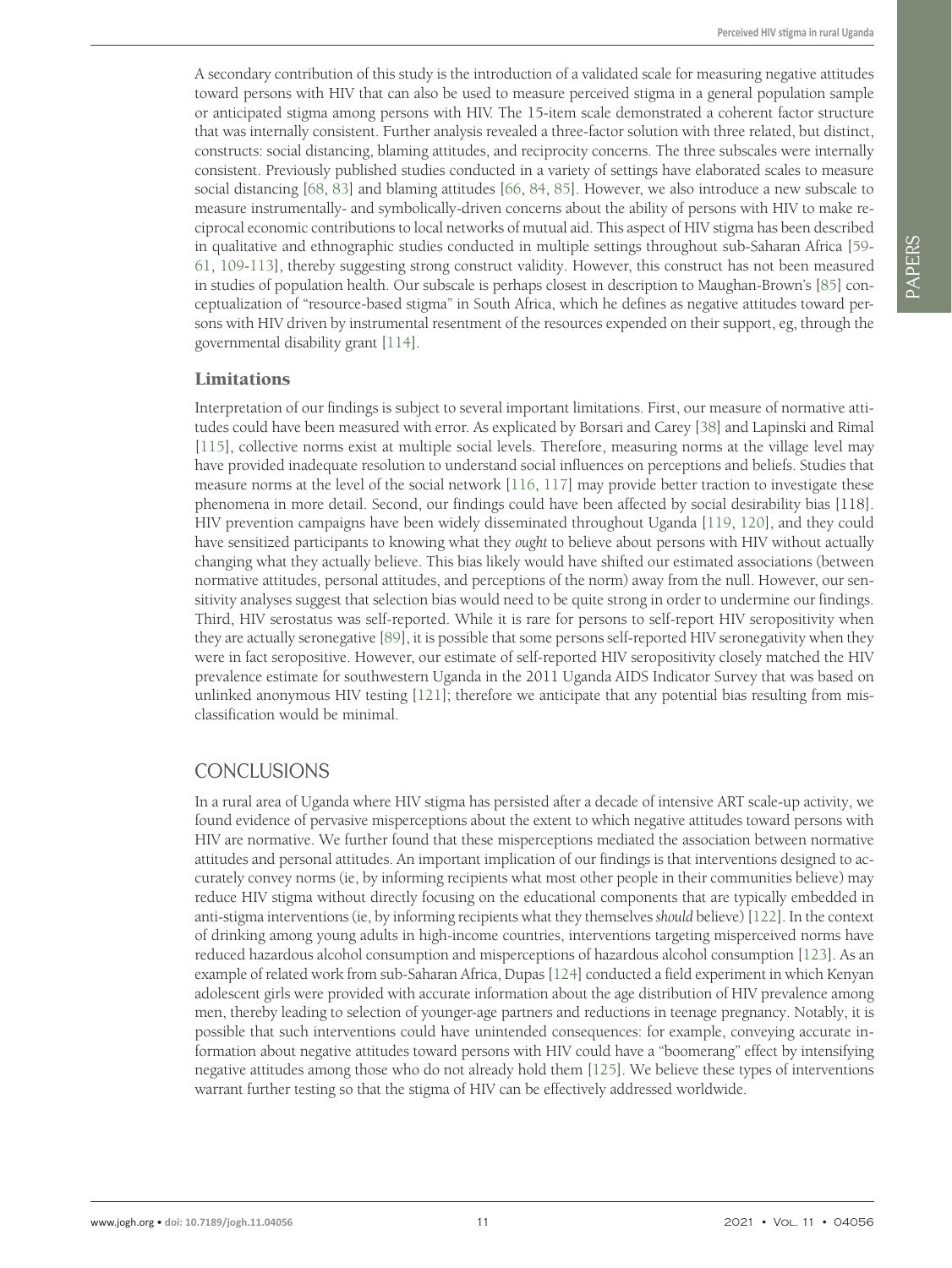A secondary contribution of this study is the introduction of a validated scale for measuring negative attitudes toward persons with HIV that can also be used to measure perceived stigma in a general population sample or anticipated stigma among persons with HIV. The 15-item scale demonstrated a coherent factor structure that was internally consistent. Further analysis revealed a three-factor solution with three related, but distinct, constructs: social distancing, blaming attitudes, and reciprocity concerns. The three subscales were internally consistent. Previously published studies conducted in a variety of settings have elaborated scales to measure social distancing [68, 83] and blaming attitudes [66, 84, 85]. However, we also introduce a new subscale to measure instrumentally- and symbolically-driven concerns about the ability of persons with HIV to make reciprocal economic contributions to local networks of mutual aid. This aspect of HIV stigma has been described in qualitative and ethnographic studies conducted in multiple settings throughout sub-Saharan Africa [59-61, 109-113], thereby suggesting strong construct validity. However, this construct has not been measured in studies of population health. Our subscale is perhaps closest in description to Maughan-Brown's [85] conceptualization of "resource-based stigma" in South Africa, which he defines as negative attitudes toward persons with HIV driven by instrumental resentment of the resources expended on their support, eg, through the governmental disability grant [114].

### Limitations

Interpretation of our findings is subject to several important limitations. First, our measure of normative attitudes could have been measured with error. As explicated by Borsari and Carey [38] and Lapinski and Rimal [115], collective norms exist at multiple social levels. Therefore, measuring norms at the village level may have provided inadequate resolution to understand social influences on perceptions and beliefs. Studies that measure norms at the level of the social network [116, 117] may provide better traction to investigate these phenomena in more detail. Second, our findings could have been affected by social desirability bias [118]. HIV prevention campaigns have been widely disseminated throughout Uganda [119, 120], and they could have sensitized participants to knowing what they *ought* to believe about persons with HIV without actually changing what they actually believe. This bias likely would have shifted our estimated associations (between normative attitudes, personal attitudes, and perceptions of the norm) away from the null. However, our sensitivity analyses suggest that selection bias would need to be quite strong in order to undermine our findings. Third, HIV serostatus was self-reported. While it is rare for persons to self-report HIV seropositivity when they are actually seronegative [89], it is possible that some persons self-reported HIV seronegativity when they were in fact seropositive. However, our estimate of self-reported HIV seropositivity closely matched the HIV prevalence estimate for southwestern Uganda in the 2011 Uganda AIDS Indicator Survey that was based on unlinked anonymous HIV testing [121]; therefore we anticipate that any potential bias resulting from misclassification would be minimal.

## CONCLUSIONS

In a rural area of Uganda where HIV stigma has persisted after a decade of intensive ART scale-up activity, we found evidence of pervasive misperceptions about the extent to which negative attitudes toward persons with HIV are normative. We further found that these misperceptions mediated the association between normative attitudes and personal attitudes. An important implication of our findings is that interventions designed to accurately convey norms (ie, by informing recipients what most other people in their communities believe) may reduce HIV stigma without directly focusing on the educational components that are typically embedded in anti-stigma interventions (ie, by informing recipients what they themselves *should* believe) [122]. In the context of drinking among young adults in high-income countries, interventions targeting misperceived norms have reduced hazardous alcohol consumption and misperceptions of hazardous alcohol consumption [123]. As an example of related work from sub-Saharan Africa, Dupas [124] conducted a field experiment in which Kenyan adolescent girls were provided with accurate information about the age distribution of HIV prevalence among men, thereby leading to selection of younger-age partners and reductions in teenage pregnancy. Notably, it is possible that such interventions could have unintended consequences: for example, conveying accurate information about negative attitudes toward persons with HIV could have a "boomerang" effect by intensifying negative attitudes among those who do not already hold them [125]. We believe these types of interventions warrant further testing so that the stigma of HIV can be effectively addressed worldwide.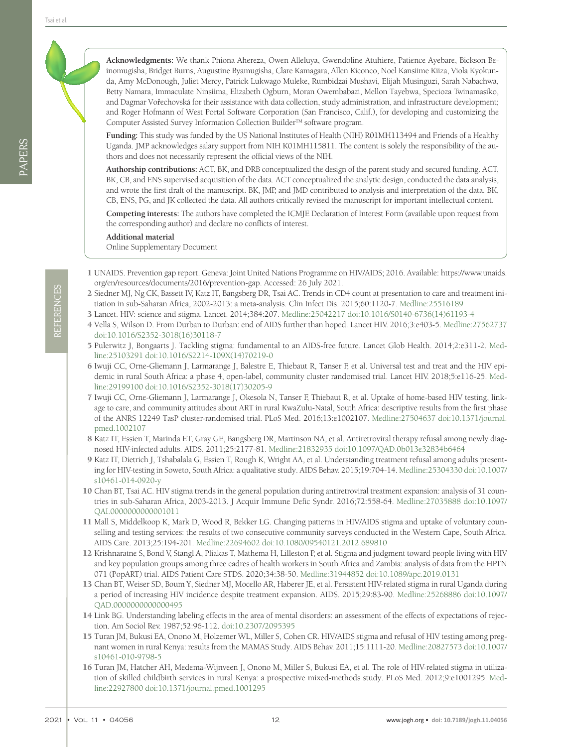**Acknowledgments:** We thank Phiona Ahereza, Owen Alleluya, Gwendoline Atuhiere, Patience Ayebare, Bickson Beinomugisha, Bridget Burns, Augustine Byamugisha, Clare Kamagara, Allen Kiconco, Noel Kansiime Kiiza, Viola Kyokunda, Amy McDonough, Juliet Mercy, Patrick Lukwago Muleke, Rumbidzai Mushavi, Elijah Musinguzi, Sarah Nabachwa, Betty Namara, Immaculate Ninsiima, Elizabeth Ogburn, Moran Owembabazi, Mellon Tayebwa, Specioza Twinamasiko, and Dagmar Vořechovská for their assistance with data collection, study administration, and infrastructure development; and Roger Hofmann of West Portal Software Corporation (San Francisco, Calif.), for developing and customizing the Computer Assisted Survey Information Collection Builder™ software program.

**Funding:** This study was funded by the US National Institutes of Health (NIH) R01MH113494 and Friends of a Healthy Uganda. JMP acknowledges salary support from NIH K01MH115811. The content is solely the responsibility of the authors and does not necessarily represent the official views of the NIH.

**Authorship contributions:** ACT, BK, and DRB conceptualized the design of the parent study and secured funding. ACT, BK, CB, and ENS supervised acquisition of the data. ACT conceptualized the analytic design, conducted the data analysis, and wrote the first draft of the manuscript. BK, JMP, and JMD contributed to analysis and interpretation of the data. BK, CB, ENS, PG, and JK collected the data. All authors critically revised the manuscript for important intellectual content.

**Competing interests:** The authors have completed the ICMJE Declaration of Interest Form (available upon request from the corresponding author) and declare no conflicts of interest.

**Additional material**

Online Supplementary Document

## REFERENCES

1. UNAIDS. Prevention gap report. Geneva: Joint United Nations Programme on HIV/AIDS; 2016. Available: https://www.unaids.org/en/resources/documents/2016/prevention-gap. Accessed: 26 July 2021.
2. Siedner MJ, Ng CK, Bassett IV, Katz IT, Bangsberg DR, Tsai AC. Trends in CD4 count at presentation to care and treatment initiation in sub-Saharan Africa, 2002-2013: a meta-analysis. Clin Infect Dis. 2015;60:1120-7. Medline:25516189
3. Lancet. HIV: science and stigma. Lancet. 2014;384:207. Medline:25042217 doi:10.1016/S0140-6736(14)61193-4
4. Vella S, Wilson D. From Durban to Durban: end of AIDS further than hoped. Lancet HIV. 2016;3:e403-5. Medline:27562737 doi:10.1016/S2352-3018(16)30118-7
5. Pulerwitz J, Bongaarts J. Tackling stigma: fundamental to an AIDS-free future. Lancet Glob Health. 2014;2:e311-2. Medline:25103291 doi:10.1016/S2214-109X(14)70219-0
6. Iwuji CC, Orne-Gliemann J, Larmarange J, Balestre E, Thiebaut R, Tanser F, et al. Universal test and treat and the HIV epidemic in rural South Africa: a phase 4, open-label, community cluster randomised trial. Lancet HIV. 2018;5:e116-25. Medline:29199100 doi:10.1016/S2352-3018(17)30205-9
7. Iwuji CC, Orne-Gliemann J, Larmarange J, Okesola N, Tanser F, Thiebaut R, et al. Uptake of home-based HIV testing, linkage to care, and community attitudes about ART in rural KwaZulu-Natal, South Africa: descriptive results from the first phase of the ANRS 12249 TasP cluster-randomised trial. PLoS Med. 2016;13:e1002107. Medline:27504637 doi:10.1371/journal.pmed.1002107
8. Katz IT, Essien T, Marinda ET, Gray GE, Bangsberg DR, Martinson NA, et al. Antiretroviral therapy refusal among newly diagnosed HIV-infected adults. AIDS. 2011;25:2177-81. Medline:21832935 doi:10.1097/QAD.0b013e32834b6464
9. Katz IT, Dietrich J, Tshabalala G, Essien T, Rough K, Wright AA, et al. Understanding treatment refusal among adults presenting for HIV-testing in Soweto, South Africa: a qualitative study. AIDS Behav. 2015;19:704-14. Medline:25304330 doi:10.1007/s10461-014-0920-y
10. Chan BT, Tsai AC. HIV stigma trends in the general population during antiretroviral treatment expansion: analysis of 31 countries in sub-Saharan Africa, 2003-2013. J Acquir Immune Defic Syndr. 2016;72:558-64. Medline:27035888 doi:10.1097/QAI.0000000000001011
11. Mall S, Middelkoop K, Mark D, Wood R, Bekker LG. Changing patterns in HIV/AIDS stigma and uptake of voluntary counselling and testing services: the results of two consecutive community surveys conducted in the Western Cape, South Africa. AIDS Care. 2013;25:194-201. Medline:22694602 doi:10.1080/09540121.2012.689810
12. Krishnaratne S, Bond V, Stangl A, Pliakas T, Mathema H, Lilleston P, et al. Stigma and judgment toward people living with HIV and key population groups among three cadres of health workers in South Africa and Zambia: analysis of data from the HPTN 071 (PopART) trial. AIDS Patient Care STDS. 2020;34:38-50. Medline:31944852 doi:10.1089/apc.2019.0131
13. Chan BT, Weiser SD, Boum Y, Siedner MJ, Mocello AR, Haberer JE, et al. Persistent HIV-related stigma in rural Uganda during a period of increasing HIV incidence despite treatment expansion. AIDS. 2015;29:83-90. Medline:25268886 doi:10.1097/QAD.0000000000000495
14. Link BG. Understanding labeling effects in the area of mental disorders: an assessment of the effects of expectations of rejection. Am Sociol Rev. 1987;52:96-112. doi:10.2307/2095395
15. Turan JM, Bukusi EA, Onono M, Holzemer WL, Miller S, Cohen CR. HIV/AIDS stigma and refusal of HIV testing among pregnant women in rural Kenya: results from the MAMAS Study. AIDS Behav. 2011;15:1111-20. Medline:20827573 doi:10.1007/s10461-010-9798-5
16. Turan JM, Hatcher AH, Medema-Wijnveen J, Onono M, Miller S, Bukusi EA, et al. The role of HIV-related stigma in utilization of skilled childbirth services in rural Kenya: a prospective mixed-methods study. PLoS Med. 2012;9:e1001295. Medline:22927800 doi:10.1371/journal.pmed.1001295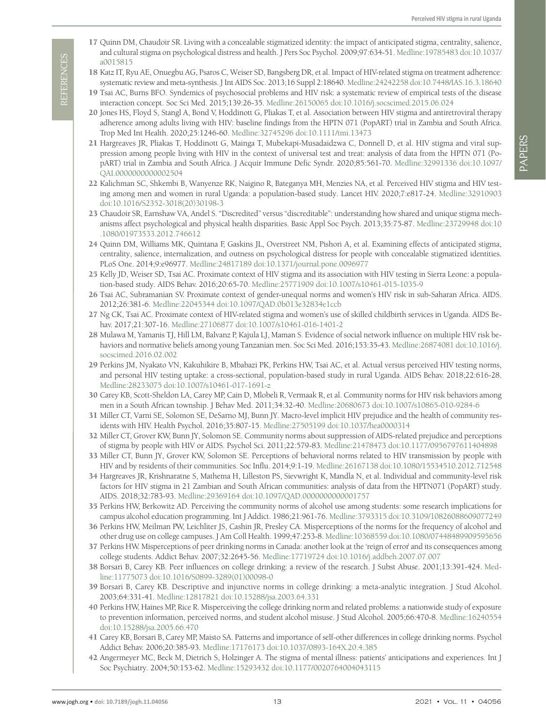17 Quinn DM, Chaudoir SR. Living with a concealable stigmatized identity: the impact of anticipated stigma, centrality, salience, and cultural stigma on psychological distress and health. J Pers Soc Psychol. 2009;97:634-51. Medline:19785483 doi:10.1037/a0015815

18 Katz IT, Ryu AE, Onuegbu AG, Psaros C, Weiser SD, Bangsberg DR, et al. Impact of HIV-related stigma on treatment adherence: systematic review and meta-synthesis. J Int AIDS Soc. 2013;16 Suppl 2:18640. Medline:24242258 doi:10.7448/IAS.16.3.18640

19 Tsai AC, Burns BFO. Syndemics of psychosocial problems and HIV risk: a systematic review of empirical tests of the disease interaction concept. Soc Sci Med. 2015;139:26-35. Medline:26150065 doi:10.1016/j.socscimed.2015.06.024

20 Jones HS, Floyd S, Stangl A, Bond V, Hoddinott G, Pliakas T, et al. Association between HIV stigma and antiretroviral therapy adherence among adults living with HIV: baseline findings from the HPTN 071 (PopART) trial in Zambia and South Africa. Trop Med Int Health. 2020;25:1246-60. Medline:32745296 doi:10.1111/tmi.13473

21 Hargreaves JR, Pliakas T, Hoddinott G, Mainga T, Mubekapi-Musadaidzwa C, Donnell D, et al. HIV stigma and viral suppression among people living with HIV in the context of universal test and treat: analysis of data from the HPTN 071 (PopART) trial in Zambia and South Africa. J Acquir Immune Defic Syndr. 2020;85:561-70. Medline:32991336 doi:10.1097/QAI.0000000000002504

22 Kalichman SC, Shkembi B, Wanyenze RK, Naigino R, Bateganya MH, Menzies NA, et al. Perceived HIV stigma and HIV testing among men and women in rural Uganda: a population-based study. Lancet HIV. 2020;7:e817-24. Medline:32910903 doi:10.1016/S2352-3018(20)30198-3

23 Chaudoir SR, Earnshaw VA, Andel S. "Discredited" versus "discreditable": understanding how shared and unique stigma mechanisms affect psychological and physical health disparities. Basic Appl Soc Psych. 2013;35:75-87. Medline:23729948 doi:10.1080/01973533.2012.746612

24 Quinn DM, Williams MK, Quintana F, Gaskins JL, Overstreet NM, Pishori A, et al. Examining effects of anticipated stigma, centrality, salience, internalization, and outness on psychological distress for people with concealable stigmatized identities. PLoS One. 2014;9:e96977. Medline:24817189 doi:10.1371/journal.pone.0096977

25 Kelly JD, Weiser SD, Tsai AC. Proximate context of HIV stigma and its association with HIV testing in Sierra Leone: a population-based study. AIDS Behav. 2016;20:65-70. Medline:25771909 doi:10.1007/s10461-015-1035-9

26 Tsai AC, Subramanian SV. Proximate context of gender-unequal norms and women's HIV risk in sub-Saharan Africa. AIDS. 2012;26:381-6. Medline:22045344 doi:10.1097/QAD.0b013e32834e1ccb

27 Ng CK, Tsai AC. Proximate context of HIV-related stigma and women's use of skilled childbirth services in Uganda. AIDS Behav. 2017;21:307-16. Medline:27106877 doi:10.1007/s10461-016-1401-2

28 Mulawa M, Yamanis TJ, Hill LM, Balvanz P, Kajula LJ, Maman S. Evidence of social network influence on multiple HIV risk behaviors and normative beliefs among young Tanzanian men. Soc Sci Med. 2016;153:35-43. Medline:26874081 doi:10.1016/j.socscimed.2016.02.002

29 Perkins JM, Nyakato VN, Kakuhikire B, Mbabazi PK, Perkins HW, Tsai AC, et al. Actual versus perceived HIV testing norms, and personal HIV testing uptake: a cross-sectional, population-based study in rural Uganda. AIDS Behav. 2018;22:616-28. Medline:28233075 doi:10.1007/s10461-017-1691-z

30 Carey KB, Scott-Sheldon LA, Carey MP, Cain D, Mlobeli R, Vermaak R, et al. Community norms for HIV risk behaviors among men in a South African township. J Behav Med. 2011;34:32-40. Medline:20680673 doi:10.1007/s10865-010-9284-6

31 Miller CT, Varni SE, Solomon SE, DeSarno MJ, Bunn JY. Macro-level implicit HIV prejudice and the health of community residents with HIV. Health Psychol. 2016;35:807-15. Medline:27505199 doi:10.1037/hea0000314

32 Miller CT, Grover KW, Bunn JY, Solomon SE. Community norms about suppression of AIDS-related prejudice and perceptions of stigma by people with HIV or AIDS. Psychol Sci. 2011;22:579-83. Medline:21478473 doi:10.1177/0956797611404898

33 Miller CT, Bunn JY, Grover KW, Solomon SE. Perceptions of behavioral norms related to HIV transmission by people with HIV and by residents of their communities. Soc Influ. 2014;9:1-19. Medline:26167138 doi:10.1080/15534510.2012.712548

34 Hargreaves JR, Krishnaratne S, Mathema H, Lilleston PS, Sievwright K, Mandla N, et al. Individual and community-level risk factors for HIV stigma in 21 Zambian and South African communities: analysis of data from the HPTN071 (PopART) study. AIDS. 2018;32:783-93. Medline:29369164 doi:10.1097/QAD.0000000000001757

35 Perkins HW, Berkowitz AD. Perceiving the community norms of alcohol use among students: some research implications for campus alcohol education programming. Int J Addict. 1986;21:961-76. Medline:3793315 doi:10.3109/10826088609077249

36 Perkins HW, Meilman PW, Leichliter JS, Cashin JR, Presley CA. Misperceptions of the norms for the frequency of alcohol and other drug use on college campuses. J Am Coll Health. 1999;47:253-8. Medline:10368559 doi:10.1080/07448489909595656

37 Perkins HW. Misperceptions of peer drinking norms in Canada: another look at the 'reign of error' and its consequences among college students. Addict Behav. 2007;32:2645-56. Medline:17719724 doi:10.1016/j.addbeh.2007.07.007

38 Borsari B, Carey KB. Peer influences on college drinking: a review of the research. J Subst Abuse. 2001;13:391-424. Medline:11775073 doi:10.1016/S0899-3289(01)00098-0

39 Borsari B, Carey KB. Descriptive and injunctive norms in college drinking: a meta-analytic integration. J Stud Alcohol. 2003;64:331-41. Medline:12817821 doi:10.15288/jsa.2003.64.331

40 Perkins HW, Haines MP, Rice R. Misperceiving the college drinking norm and related problems: a nationwide study of exposure to prevention information, perceived norms, and student alcohol misuse. J Stud Alcohol. 2005;66:470-8. Medline:16240554 doi:10.15288/jsa.2005.66.470

41 Carey KB, Borsari B, Carey MP, Maisto SA. Patterns and importance of self-other differences in college drinking norms. Psychol Addict Behav. 2006;20:385-93. Medline:17176173 doi:10.1037/0893-164X.20.4.385

42 Angermeyer MC, Beck M, Dietrich S, Holzinger A. The stigma of mental illness: patients' anticipations and experiences. Int J Soc Psychiatry. 2004;50:153-62. Medline:15293432 doi:10.1177/0020764004043115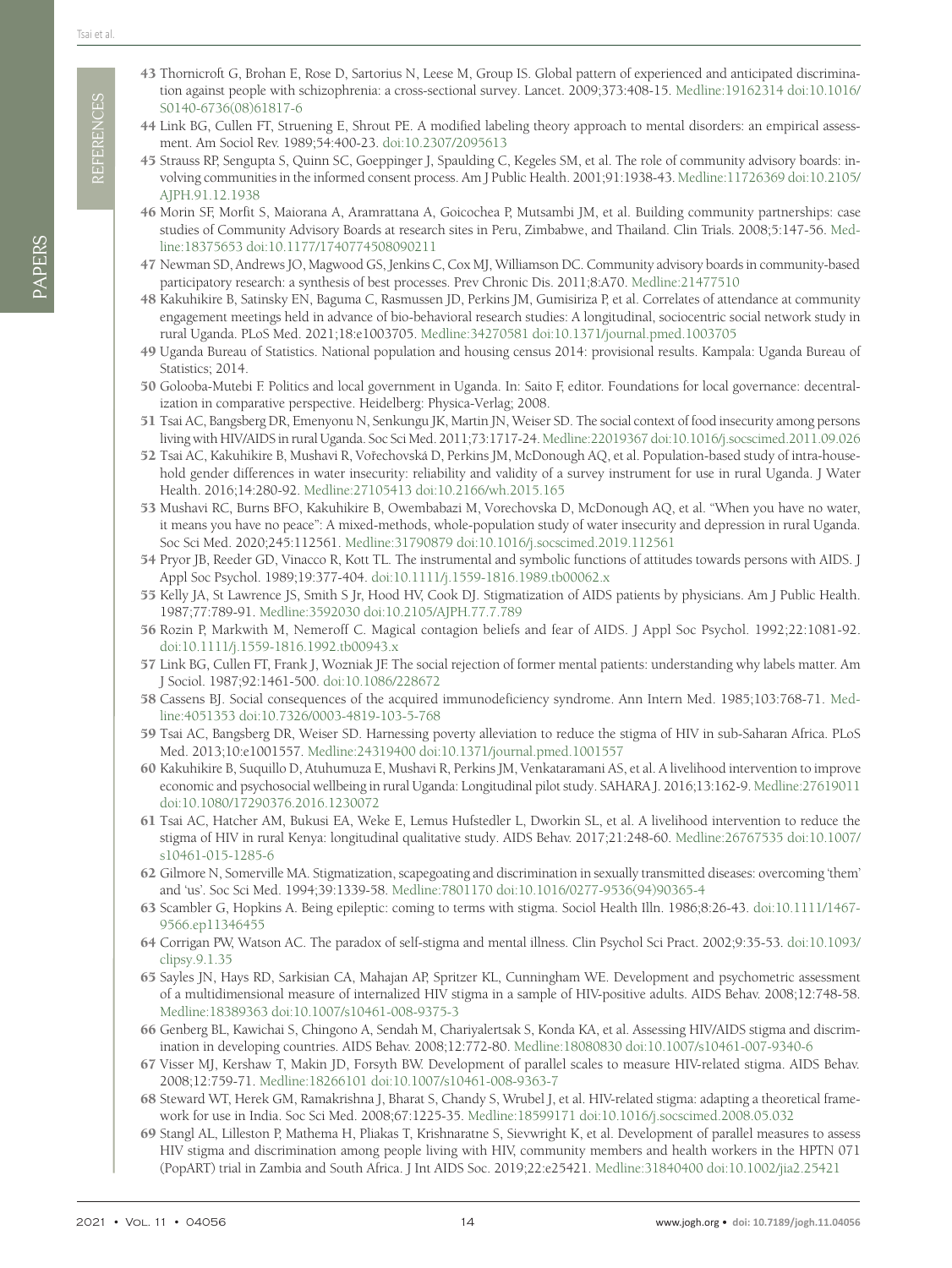43 Thornicroft G, Brohan E, Rose D, Sartorius N, Leese M, Group IS. Global pattern of experienced and anticipated discrimination against people with schizophrenia: a cross-sectional survey. Lancet. 2009;373:408-15. Medline:19162314 doi:10.1016/S0140-6736(08)61817-6

44 Link BG, Cullen FT, Struening E, Shrout PE. A modified labeling theory approach to mental disorders: an empirical assessment. Am Sociol Rev. 1989;54:400-23. doi:10.2307/2095613

45 Strauss RP, Sengupta S, Quinn SC, Goeppinger J, Spaulding C, Kegeles SM, et al. The role of community advisory boards: involving communities in the informed consent process. Am J Public Health. 2001;91:1938-43. Medline:11726369 doi:10.2105/AJPH.91.12.1938

46 Morin SF, Morfit S, Maiorana A, Aramrattana A, Goicochea P, Mutsambi JM, et al. Building community partnerships: case studies of Community Advisory Boards at research sites in Peru, Zimbabwe, and Thailand. Clin Trials. 2008;5:147-56. Medline:18375653 doi:10.1177/1740774508090211

47 Newman SD, Andrews JO, Magwood GS, Jenkins C, Cox MJ, Williamson DC. Community advisory boards in community-based participatory research: a synthesis of best processes. Prev Chronic Dis. 2011;8:A70. Medline:21477510

48 Kakuhikire B, Satinsky EN, Baguma C, Rasmussen JD, Perkins JM, Gumisiriza P, et al. Correlates of attendance at community engagement meetings held in advance of bio-behavioral research studies: A longitudinal, sociocentric social network study in rural Uganda. PLoS Med. 2021;18:e1003705. Medline:34270581 doi:10.1371/journal.pmed.1003705

49 Uganda Bureau of Statistics. National population and housing census 2014: provisional results. Kampala: Uganda Bureau of Statistics; 2014.

50 Golooba-Mutebi F. Politics and local government in Uganda. In: Saito F, editor. Foundations for local governance: decentralization in comparative perspective. Heidelberg: Physica-Verlag; 2008.

51 Tsai AC, Bangsberg DR, Emenyonu N, Senkungu JK, Martin JN, Weiser SD. The social context of food insecurity among persons living with HIV/AIDS in rural Uganda. Soc Sci Med. 2011;73:1717-24. Medline:22019367 doi:10.1016/j.socscimed.2011.09.026

52 Tsai AC, Kakuhikire B, Mushavi R, Vořechovská D, Perkins JM, McDonough AQ, et al. Population-based study of intra-household gender differences in water insecurity: reliability and validity of a survey instrument for use in rural Uganda. J Water Health. 2016;14:280-92. Medline:27105413 doi:10.2166/wh.2015.165

53 Mushavi RC, Burns BFO, Kakuhikire B, Owembabazi M, Vorechovska D, McDonough AQ, et al. "When you have no water, it means you have no peace": A mixed-methods, whole-population study of water insecurity and depression in rural Uganda. Soc Sci Med. 2020;245:112561. Medline:31790879 doi:10.1016/j.socscimed.2019.112561

54 Pryor JB, Reeder GD, Vinacco R, Kott TL. The instrumental and symbolic functions of attitudes towards persons with AIDS. J Appl Soc Psychol. 1989;19:377-404. doi:10.1111/j.1559-1816.1989.tb00062.x

55 Kelly JA, St Lawrence JS, Smith S Jr, Hood HV, Cook DJ. Stigmatization of AIDS patients by physicians. Am J Public Health. 1987;77:789-91. Medline:3592030 doi:10.2105/AJPH.77.7.789

56 Rozin P, Markwith M, Nemeroff C. Magical contagion beliefs and fear of AIDS. J Appl Soc Psychol. 1992;22:1081-92. doi:10.1111/j.1559-1816.1992.tb00943.x

57 Link BG, Cullen FT, Frank J, Wozniak JF. The social rejection of former mental patients: understanding why labels matter. Am J Sociol. 1987;92:1461-500. doi:10.1086/228672

58 Cassens BJ. Social consequences of the acquired immunodeficiency syndrome. Ann Intern Med. 1985;103:768-71. Medline:4051353 doi:10.7326/0003-4819-103-5-768

59 Tsai AC, Bangsberg DR, Weiser SD. Harnessing poverty alleviation to reduce the stigma of HIV in sub-Saharan Africa. PLoS Med. 2013;10:e1001557. Medline:24319400 doi:10.1371/journal.pmed.1001557

60 Kakuhikire B, Suquillo D, Atuhumuza E, Mushavi R, Perkins JM, Venkataramani AS, et al. A livelihood intervention to improve economic and psychosocial wellbeing in rural Uganda: Longitudinal pilot study. SAHARA J. 2016;13:162-9. Medline:27619011 doi:10.1080/17290376.2016.1230072

61 Tsai AC, Hatcher AM, Bukusi EA, Weke E, Lemus Hufstedler L, Dworkin SL, et al. A livelihood intervention to reduce the stigma of HIV in rural Kenya: longitudinal qualitative study. AIDS Behav. 2017;21:248-60. Medline:26767535 doi:10.1007/s10461-015-1285-6

62 Gilmore N, Somerville MA. Stigmatization, scapegoating and discrimination in sexually transmitted diseases: overcoming 'them' and 'us'. Soc Sci Med. 1994;39:1339-58. Medline:7801170 doi:10.1016/0277-9536(94)90365-4

63 Scambler G, Hopkins A. Being epileptic: coming to terms with stigma. Sociol Health Illn. 1986;8:26-43. doi:10.1111/1467-9566.ep11346455

64 Corrigan PW, Watson AC. The paradox of self-stigma and mental illness. Clin Psychol Sci Pract. 2002;9:35-53. doi:10.1093/clipsy.9.1.35

65 Sayles JN, Hays RD, Sarkisian CA, Mahajan AP, Spritzer KL, Cunningham WE. Development and psychometric assessment of a multidimensional measure of internalized HIV stigma in a sample of HIV-positive adults. AIDS Behav. 2008;12:748-58. Medline:18389363 doi:10.1007/s10461-008-9375-3

66 Genberg BL, Kawichai S, Chingono A, Sendah M, Chariyalertsak S, Konda KA, et al. Assessing HIV/AIDS stigma and discrimination in developing countries. AIDS Behav. 2008;12:772-80. Medline:18080830 doi:10.1007/s10461-007-9340-6

67 Visser MJ, Kershaw T, Makin JD, Forsyth BW. Development of parallel scales to measure HIV-related stigma. AIDS Behav. 2008;12:759-71. Medline:18266101 doi:10.1007/s10461-008-9363-7

68 Steward WT, Herek GM, Ramakrishna J, Bharat S, Chandy S, Wrubel J, et al. HIV-related stigma: adapting a theoretical framework for use in India. Soc Sci Med. 2008;67:1225-35. Medline:18599171 doi:10.1016/j.socscimed.2008.05.032

69 Stangl AL, Lilleston P, Mathema H, Pliakas T, Krishnaratne S, Sievwright K, et al. Development of parallel measures to assess HIV stigma and discrimination among people living with HIV, community members and health workers in the HPTN 071 (PopART) trial in Zambia and South Africa. J Int AIDS Soc. 2019;22:e25421. Medline:31840400 doi:10.1002/jia2.25421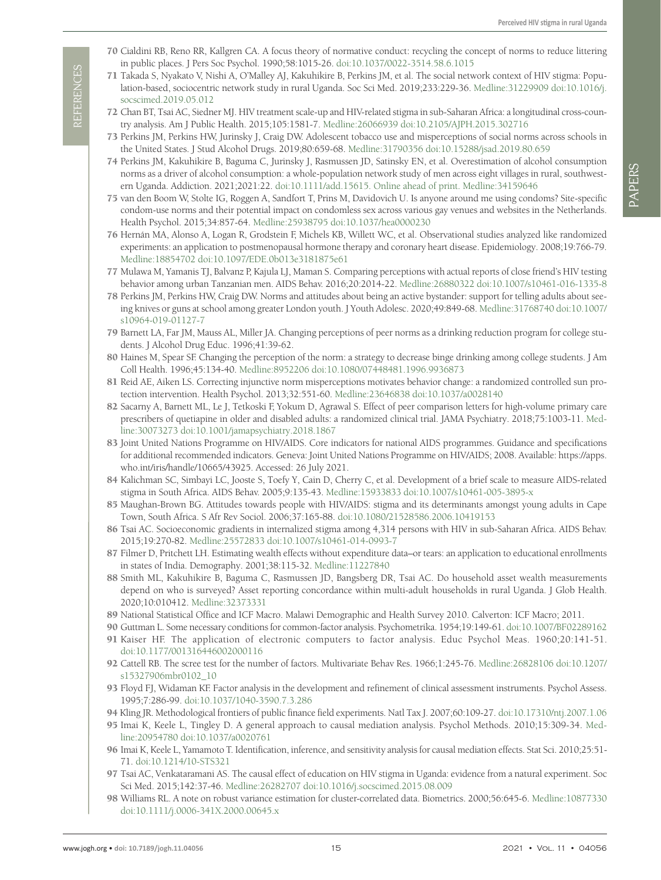70 Cialdini RB, Reno RR, Kallgren CA. A focus theory of normative conduct: recycling the concept of norms to reduce littering in public places. J Pers Soc Psychol. 1990;58:1015-26. doi:10.1037/0022-3514.58.6.1015

71 Takada S, Nyakato V, Nishi A, O'Malley AJ, Kakuhikire B, Perkins JM, et al. The social network context of HIV stigma: Population-based, sociocentric network study in rural Uganda. Soc Sci Med. 2019;233:229-36. Medline:31229909 doi:10.1016/j.socscimed.2019.05.012

72 Chan BT, Tsai AC, Siedner MJ. HIV treatment scale-up and HIV-related stigma in sub-Saharan Africa: a longitudinal cross-country analysis. Am J Public Health. 2015;105:1581-7. Medline:26066939 doi:10.2105/AJPH.2015.302716

73 Perkins JM, Perkins HW, Jurinsky J, Craig DW. Adolescent tobacco use and misperceptions of social norms across schools in the United States. J Stud Alcohol Drugs. 2019;80:659-68. Medline:31790356 doi:10.15288/jsad.2019.80.659

74 Perkins JM, Kakuhikire B, Baguma C, Jurinsky J, Rasmussen JD, Satinsky EN, et al. Overestimation of alcohol consumption norms as a driver of alcohol consumption: a whole-population network study of men across eight villages in rural, southwestern Uganda. Addiction. 2021;2021:22. doi:10.1111/add.15615. Online ahead of print. Medline:34159646

75 van den Boom W, Stolte IG, Roggen A, Sandfort T, Prins M, Davidovich U. Is anyone around me using condoms? Site-specific condom-use norms and their potential impact on condomless sex across various gay venues and websites in the Netherlands. Health Psychol. 2015;34:857-64. Medline:25938795 doi:10.1037/hea0000230

76 Hernán MA, Alonso A, Logan R, Grodstein F, Michels KB, Willett WC, et al. Observational studies analyzed like randomized experiments: an application to postmenopausal hormone therapy and coronary heart disease. Epidemiology. 2008;19:766-79. Medline:18854702 doi:10.1097/EDE.0b013e3181875e61

77 Mulawa M, Yamanis TJ, Balvanz P, Kajula LJ, Maman S. Comparing perceptions with actual reports of close friend's HIV testing behavior among urban Tanzanian men. AIDS Behav. 2016;20:2014-22. Medline:26880322 doi:10.1007/s10461-016-1335-8

78 Perkins JM, Perkins HW, Craig DW. Norms and attitudes about being an active bystander: support for telling adults about seeing knives or guns at school among greater London youth. J Youth Adolesc. 2020;49:849-68. Medline:31768740 doi:10.1007/s10964-019-01127-7

79 Barnett LA, Far JM, Mauss AL, Miller JA. Changing perceptions of peer norms as a drinking reduction program for college students. J Alcohol Drug Educ. 1996;41:39-62.

80 Haines M, Spear SF. Changing the perception of the norm: a strategy to decrease binge drinking among college students. J Am Coll Health. 1996;45:134-40. Medline:8952206 doi:10.1080/07448481.1996.9936873

81 Reid AE, Aiken LS. Correcting injunctive norm misperceptions motivates behavior change: a randomized controlled sun protection intervention. Health Psychol. 2013;32:551-60. Medline:23646838 doi:10.1037/a0028140

82 Sacarny A, Barnett ML, Le J, Tetkoski F, Yokum D, Agrawal S. Effect of peer comparison letters for high-volume primary care prescribers of quetiapine in older and disabled adults: a randomized clinical trial. JAMA Psychiatry. 2018;75:1003-11. Medline:30073273 doi:10.1001/jamapsychiatry.2018.1867

83 Joint United Nations Programme on HIV/AIDS. Core indicators for national AIDS programmes. Guidance and specifications for additional recommended indicators. Geneva: Joint United Nations Programme on HIV/AIDS; 2008. Available: https://apps.who.int/iris/handle/10665/43925. Accessed: 26 July 2021.

84 Kalichman SC, Simbayi LC, Jooste S, Toefy Y, Cain D, Cherry C, et al. Development of a brief scale to measure AIDS-related stigma in South Africa. AIDS Behav. 2005;9:135-43. Medline:15933833 doi:10.1007/s10461-005-3895-x

85 Maughan-Brown BG. Attitudes towards people with HIV/AIDS: stigma and its determinants amongst young adults in Cape Town, South Africa. S Afr Rev Sociol. 2006;37:165-88. doi:10.1080/21528586.2006.10419153

86 Tsai AC. Socioeconomic gradients in internalized stigma among 4,314 persons with HIV in sub-Saharan Africa. AIDS Behav. 2015;19:270-82. Medline:25572833 doi:10.1007/s10461-014-0993-7

87 Filmer D, Pritchett LH. Estimating wealth effects without expenditure data–or tears: an application to educational enrollments in states of India. Demography. 2001;38:115-32. Medline:11227840

88 Smith ML, Kakuhikire B, Baguma C, Rasmussen JD, Bangsberg DR, Tsai AC. Do household asset wealth measurements depend on who is surveyed? Asset reporting concordance within multi-adult households in rural Uganda. J Glob Health. 2020;10:010412. Medline:32373331

89 National Statistical Office and ICF Macro. Malawi Demographic and Health Survey 2010. Calverton: ICF Macro; 2011.

90 Guttman L. Some necessary conditions for common-factor analysis. Psychometrika. 1954;19:149-61. doi:10.1007/BF02289162

91 Kaiser HF. The application of electronic computers to factor analysis. Educ Psychol Meas. 1960;20:141-51. doi:10.1177/001316446002000116

92 Cattell RB. The scree test for the number of factors. Multivariate Behav Res. 1966;1:245-76. Medline:26828106 doi:10.1207/s15327906mbr0102_10

93 Floyd FJ, Widaman KF. Factor analysis in the development and refinement of clinical assessment instruments. Psychol Assess. 1995;7:286-99. doi:10.1037/1040-3590.7.3.286

94 Kling JR. Methodological frontiers of public finance field experiments. Natl Tax J. 2007;60:109-27. doi:10.17310/ntj.2007.1.06

95 Imai K, Keele L, Tingley D. A general approach to causal mediation analysis. Psychol Methods. 2010;15:309-34. Medline:20954780 doi:10.1037/a0020761

96 Imai K, Keele L, Yamamoto T. Identification, inference, and sensitivity analysis for causal mediation effects. Stat Sci. 2010;25:51-71. doi:10.1214/10-STS321

97 Tsai AC, Venkataramani AS. The causal effect of education on HIV stigma in Uganda: evidence from a natural experiment. Soc Sci Med. 2015;142:37-46. Medline:26282707 doi:10.1016/j.socscimed.2015.08.009

98 Williams RL. A note on robust variance estimation for cluster-correlated data. Biometrics. 2000;56:645-6. Medline:10877330 doi:10.1111/j.0006-341X.2000.00645.x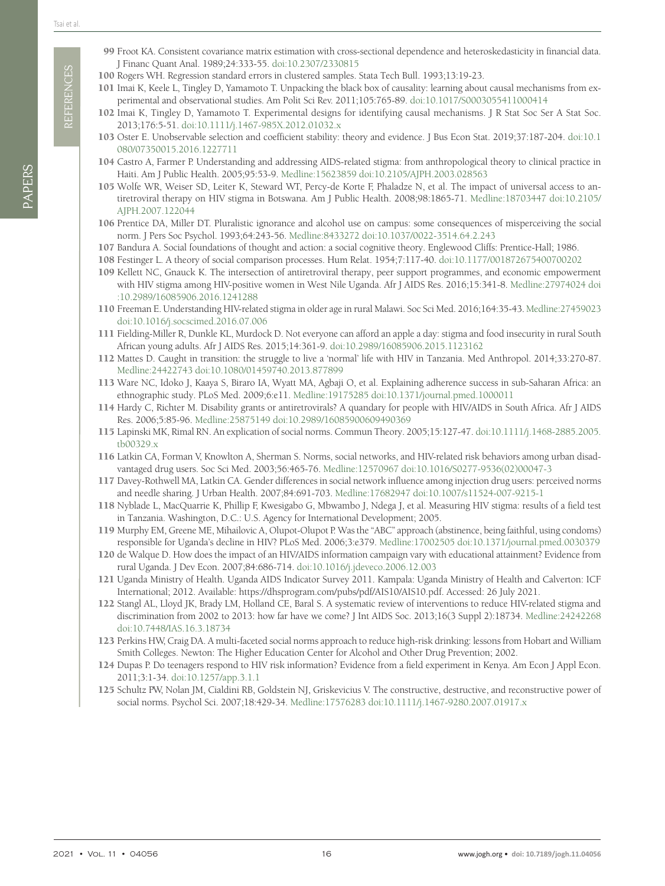99 Froot KA. Consistent covariance matrix estimation with cross-sectional dependence and heteroskedasticity in financial data. J Financ Quant Anal. 1989;24:333-55. doi:10.2307/2330815

100 Rogers WH. Regression standard errors in clustered samples. Stata Tech Bull. 1993;13:19-23.

101 Imai K, Keele L, Tingley D, Yamamoto T. Unpacking the black box of causality: learning about causal mechanisms from experimental and observational studies. Am Polit Sci Rev. 2011;105:765-89. doi:10.1017/S0003055411000414

102 Imai K, Tingley D, Yamamoto T. Experimental designs for identifying causal mechanisms. J R Stat Soc Ser A Stat Soc. 2013;176:5-51. doi:10.1111/j.1467-985X.2012.01032.x

103 Oster E. Unobservable selection and coefficient stability: theory and evidence. J Bus Econ Stat. 2019;37:187-204. doi:10.1080/07350015.2016.1227711

104 Castro A, Farmer P. Understanding and addressing AIDS-related stigma: from anthropological theory to clinical practice in Haiti. Am J Public Health. 2005;95:53-9. Medline:15623859 doi:10.2105/AJPH.2003.028563

105 Wolfe WR, Weiser SD, Leiter K, Steward WT, Percy-de Korte F, Phaladze N, et al. The impact of universal access to antiretroviral therapy on HIV stigma in Botswana. Am J Public Health. 2008;98:1865-71. Medline:18703447 doi:10.2105/AJPH.2007.122044

106 Prentice DA, Miller DT. Pluralistic ignorance and alcohol use on campus: some consequences of misperceiving the social norm. J Pers Soc Psychol. 1993;64:243-56. Medline:8433272 doi:10.1037/0022-3514.64.2.243

107 Bandura A. Social foundations of thought and action: a social cognitive theory. Englewood Cliffs: Prentice-Hall; 1986.

108 Festinger L. A theory of social comparison processes. Hum Relat. 1954;7:117-40. doi:10.1177/001872675400700202

109 Kellett NC, Gnauck K. The intersection of antiretroviral therapy, peer support programmes, and economic empowerment with HIV stigma among HIV-positive women in West Nile Uganda. Afr J AIDS Res. 2016;15:341-8. Medline:27974024 doi:10.2989/16085906.2016.1241288

110 Freeman E. Understanding HIV-related stigma in older age in rural Malawi. Soc Sci Med. 2016;164:35-43. Medline:27459023 doi:10.1016/j.socscimed.2016.07.006

111 Fielding-Miller R, Dunkle KL, Murdock D. Not everyone can afford an apple a day: stigma and food insecurity in rural South African young adults. Afr J AIDS Res. 2015;14:361-9. doi:10.2989/16085906.2015.1123162

112 Mattes D. Caught in transition: the struggle to live a 'normal' life with HIV in Tanzania. Med Anthropol. 2014;33:270-87. Medline:24422743 doi:10.1080/01459740.2013.877899

113 Ware NC, Idoko J, Kaaya S, Biraro IA, Wyatt MA, Agbaji O, et al. Explaining adherence success in sub-Saharan Africa: an ethnographic study. PLoS Med. 2009;6:e11. Medline:19175285 doi:10.1371/journal.pmed.1000011

114 Hardy C, Richter M. Disability grants or antiretrovirals? A quandary for people with HIV/AIDS in South Africa. Afr J AIDS Res. 2006;5:85-96. Medline:25875149 doi:10.2989/16085900609490369

115 Lapinski MK, Rimal RN. An explication of social norms. Commun Theory. 2005;15:127-47. doi:10.1111/j.1468-2885.2005.tb00329.x

116 Latkin CA, Forman V, Knowlton A, Sherman S. Norms, social networks, and HIV-related risk behaviors among urban disadvantaged drug users. Soc Sci Med. 2003;56:465-76. Medline:12570967 doi:10.1016/S0277-9536(02)00047-3

117 Davey-Rothwell MA, Latkin CA. Gender differences in social network influence among injection drug users: perceived norms and needle sharing. J Urban Health. 2007;84:691-703. Medline:17682947 doi:10.1007/s11524-007-9215-1

118 Nyblade L, MacQuarrie K, Phillip F, Kwesigabo G, Mbwambo J, Ndega J, et al. Measuring HIV stigma: results of a field test in Tanzania. Washington, D.C.: U.S. Agency for International Development; 2005.

119 Murphy EM, Greene ME, Mihailovic A, Olupot-Olupot P. Was the "ABC" approach (abstinence, being faithful, using condoms) responsible for Uganda's decline in HIV? PLoS Med. 2006;3:e379. Medline:17002505 doi:10.1371/journal.pmed.0030379

120 de Walque D. How does the impact of an HIV/AIDS information campaign vary with educational attainment? Evidence from rural Uganda. J Dev Econ. 2007;84:686-714. doi:10.1016/j.jdeveco.2006.12.003

121 Uganda Ministry of Health. Uganda AIDS Indicator Survey 2011. Kampala: Uganda Ministry of Health and Calverton: ICF International; 2012. Available: https://dhsprogram.com/pubs/pdf/AIS10/AIS10.pdf. Accessed: 26 July 2021.

122 Stangl AL, Lloyd JK, Brady LM, Holland CE, Baral S. A systematic review of interventions to reduce HIV-related stigma and discrimination from 2002 to 2013: how far have we come? J Int AIDS Soc. 2013;16(3 Suppl 2):18734. Medline:24242268 doi:10.7448/IAS.16.3.18734

123 Perkins HW, Craig DA. A multi-faceted social norms approach to reduce high-risk drinking: lessons from Hobart and William Smith Colleges. Newton: The Higher Education Center for Alcohol and Other Drug Prevention; 2002.

124 Dupas P. Do teenagers respond to HIV risk information? Evidence from a field experiment in Kenya. Am Econ J Appl Econ. 2011;3:1-34. doi:10.1257/app.3.1.1

125 Schultz PW, Nolan JM, Cialdini RB, Goldstein NJ, Griskevicius V. The constructive, destructive, and reconstructive power of social norms. Psychol Sci. 2007;18:429-34. Medline:17576283 doi:10.1111/j.1467-9280.2007.01917.x